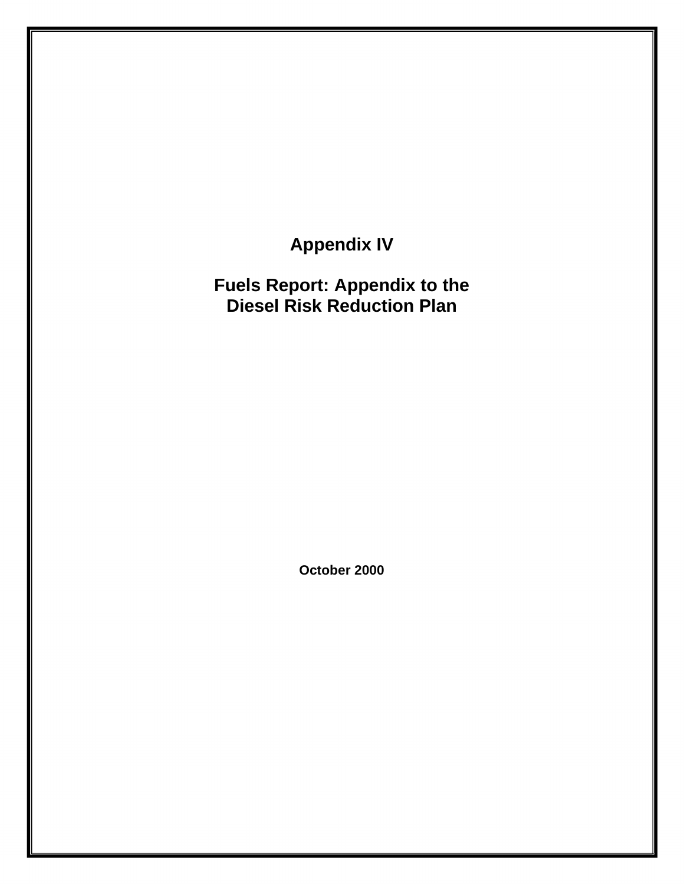# Appendix IV

# Fuels Report: Appendix to the Diesel Risk Reduction Plan

**October 2000**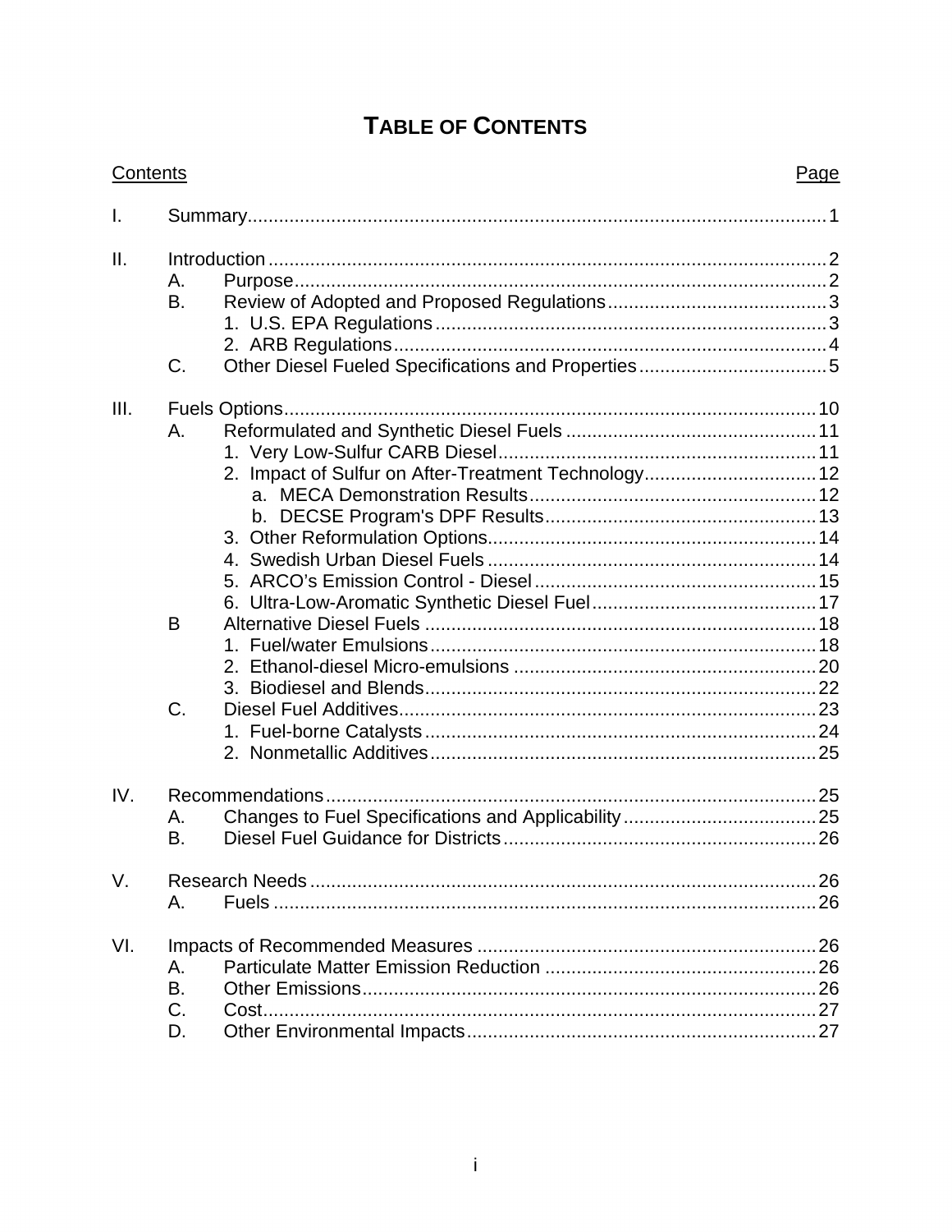# TABLE OF CONTENTS

| Contents | | | Page |
|---|---|---|---|
| I. | Summary | | 1 |
| II. | Introduction | | 2 |
| | A. | Purpose | 2 |
| | B. | Review of Adopted and Proposed Regulations | 3 |
| | | 1. U.S. EPA Regulations | 3 |
| | | 2. ARB Regulations | 4 |
| | C. | Other Diesel Fueled Specifications and Properties | 5 |
| III. | Fuels Options | | 10 |
| | A. | Reformulated and Synthetic Diesel Fuels | 11 |
| | | 1. Very Low-Sulfur CARB Diesel | 11 |
| | | 2. Impact of Sulfur on After-Treatment Technology | 12 |
| | | a. MECA Demonstration Results | 12 |
| | | b. DECSE Program's DPF Results | 13 |
| | | 3. Other Reformulation Options | 14 |
| | | 4. Swedish Urban Diesel Fuels | 14 |
| | | 5. ARCO's Emission Control - Diesel | 15 |
| | | 6. Ultra-Low-Aromatic Synthetic Diesel Fuel | 17 |
| | B | Alternative Diesel Fuels | 18 |
| | | 1. Fuel/water Emulsions | 18 |
| | | 2. Ethanol-diesel Micro-emulsions | 20 |
| | | 3. Biodiesel and Blends | 22 |
| | C. | Diesel Fuel Additives | 23 |
| | | 1. Fuel-borne Catalysts | 24 |
| | | 2. Nonmetallic Additives | 25 |
| IV. | Recommendations | | 25 |
| | A. | Changes to Fuel Specifications and Applicability | 25 |
| | B. | Diesel Fuel Guidance for Districts | 26 |
| V. | Research Needs | | 26 |
| | A. | Fuels | 26 |
| VI. | Impacts of Recommended Measures | | 26 |
| | A. | Particulate Matter Emission Reduction | 26 |
| | B. | Other Emissions | 26 |
| | C. | Cost | 27 |
| | D. | Other Environmental Impacts | 27 |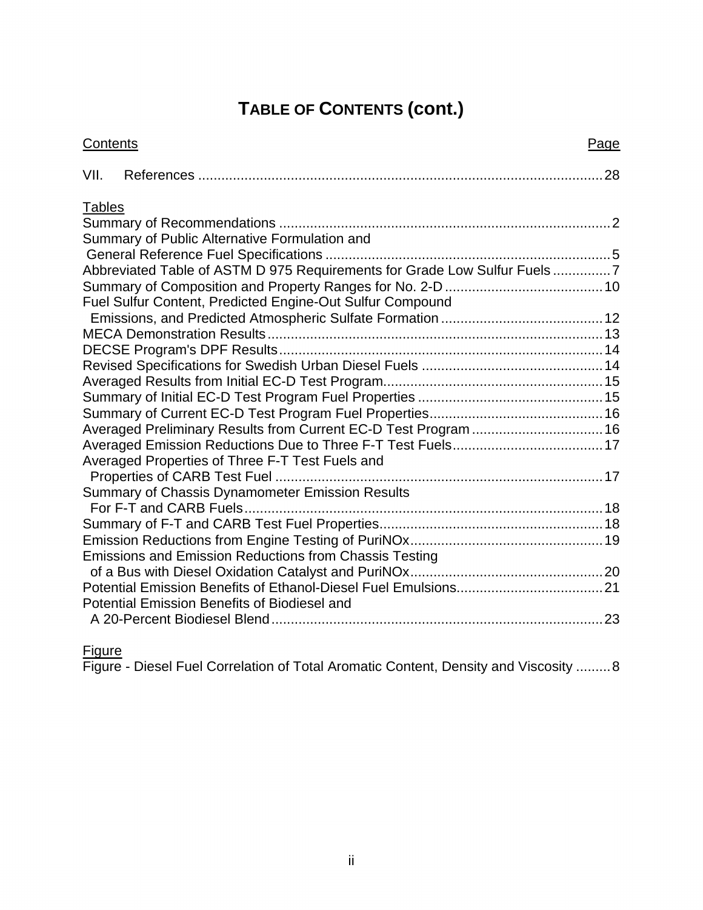# TABLE OF CONTENTS (cont.)

| Contents | Page |
|---|---|
| VII. References | 28 |

**Tables**

| | |
|---|---|
| Summary of Recommendations | 2 |
| Summary of Public Alternative Formulation and General Reference Fuel Specifications | 5 |
| Abbreviated Table of ASTM D 975 Requirements for Grade Low Sulfur Fuels | 7 |
| Summary of Composition and Property Ranges for No. 2-D | 10 |
| Fuel Sulfur Content, Predicted Engine-Out Sulfur Compound Emissions, and Predicted Atmospheric Sulfate Formation | 12 |
| MECA Demonstration Results | 13 |
| DECSE Program's DPF Results | 14 |
| Revised Specifications for Swedish Urban Diesel Fuels | 14 |
| Averaged Results from Initial EC-D Test Program | 15 |
| Summary of Initial EC-D Test Program Fuel Properties | 15 |
| Summary of Current EC-D Test Program Fuel Properties | 16 |
| Averaged Preliminary Results from Current EC-D Test Program | 16 |
| Averaged Emission Reductions Due to Three F-T Test Fuels | 17 |
| Averaged Properties of Three F-T Test Fuels and Properties of CARB Test Fuel | 17 |
| Summary of Chassis Dynamometer Emission Results For F-T and CARB Fuels | 18 |
| Summary of F-T and CARB Test Fuel Properties | 18 |
| Emission Reductions from Engine Testing of PuriNOx | 19 |
| Emissions and Emission Reductions from Chassis Testing of a Bus with Diesel Oxidation Catalyst and PuriNOx | 20 |
| Potential Emission Benefits of Ethanol-Diesel Fuel Emulsions | 21 |
| Potential Emission Benefits of Biodiesel and A 20-Percent Biodiesel Blend | 23 |

**Figure**

| | |
|---|---|
| Figure - Diesel Fuel Correlation of Total Aromatic Content, Density and Viscosity | 8 |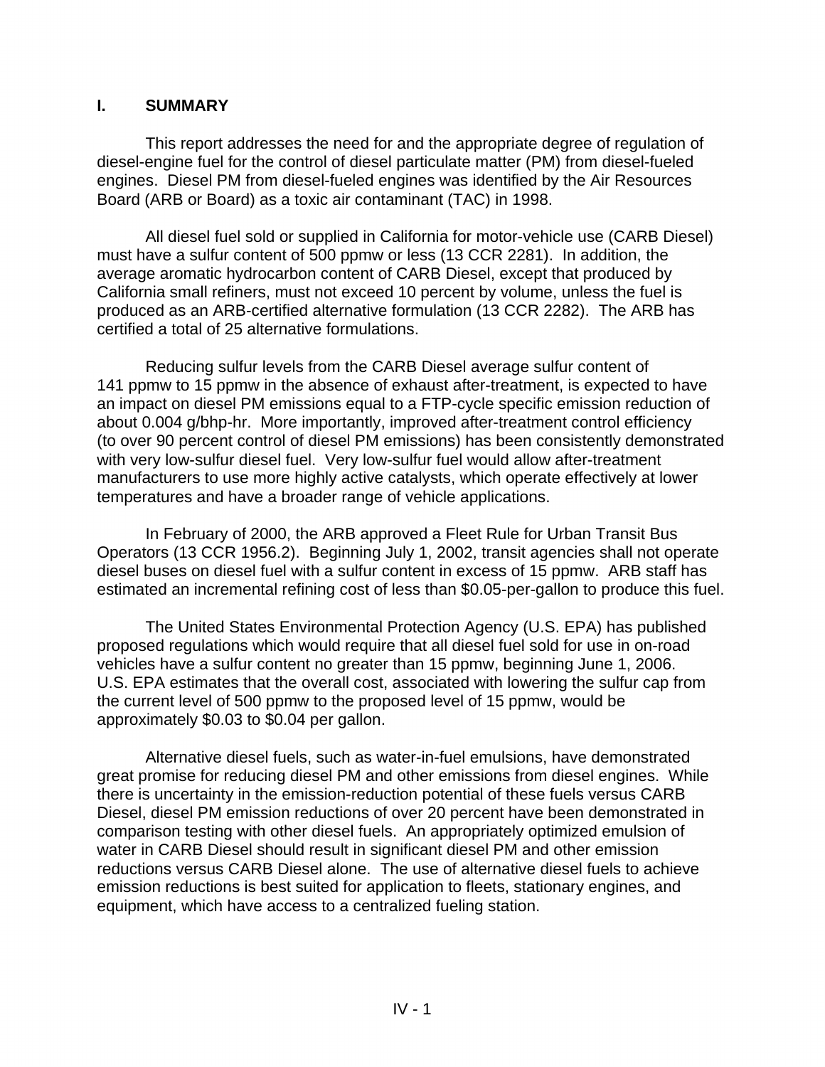# I. SUMMARY

This report addresses the need for and the appropriate degree of regulation of diesel-engine fuel for the control of diesel particulate matter (PM) from diesel-fueled engines. Diesel PM from diesel-fueled engines was identified by the Air Resources Board (ARB or Board) as a toxic air contaminant (TAC) in 1998.

All diesel fuel sold or supplied in California for motor-vehicle use (CARB Diesel) must have a sulfur content of 500 ppmw or less (13 CCR 2281). In addition, the average aromatic hydrocarbon content of CARB Diesel, except that produced by California small refiners, must not exceed 10 percent by volume, unless the fuel is produced as an ARB-certified alternative formulation (13 CCR 2282). The ARB has certified a total of 25 alternative formulations.

Reducing sulfur levels from the CARB Diesel average sulfur content of 141 ppmw to 15 ppmw in the absence of exhaust after-treatment, is expected to have an impact on diesel PM emissions equal to a FTP-cycle specific emission reduction of about 0.004 g/bhp-hr. More importantly, improved after-treatment control efficiency (to over 90 percent control of diesel PM emissions) has been consistently demonstrated with very low-sulfur diesel fuel. Very low-sulfur fuel would allow after-treatment manufacturers to use more highly active catalysts, which operate effectively at lower temperatures and have a broader range of vehicle applications.

In February of 2000, the ARB approved a Fleet Rule for Urban Transit Bus Operators (13 CCR 1956.2). Beginning July 1, 2002, transit agencies shall not operate diesel buses on diesel fuel with a sulfur content in excess of 15 ppmw. ARB staff has estimated an incremental refining cost of less than $0.05-per-gallon to produce this fuel.

The United States Environmental Protection Agency (U.S. EPA) has published proposed regulations which would require that all diesel fuel sold for use in on-road vehicles have a sulfur content no greater than 15 ppmw, beginning June 1, 2006. U.S. EPA estimates that the overall cost, associated with lowering the sulfur cap from the current level of 500 ppmw to the proposed level of 15 ppmw, would be approximately $0.03 to $0.04 per gallon.

Alternative diesel fuels, such as water-in-fuel emulsions, have demonstrated great promise for reducing diesel PM and other emissions from diesel engines. While there is uncertainty in the emission-reduction potential of these fuels versus CARB Diesel, diesel PM emission reductions of over 20 percent have been demonstrated in comparison testing with other diesel fuels. An appropriately optimized emulsion of water in CARB Diesel should result in significant diesel PM and other emission reductions versus CARB Diesel alone. The use of alternative diesel fuels to achieve emission reductions is best suited for application to fleets, stationary engines, and equipment, which have access to a centralized fueling station.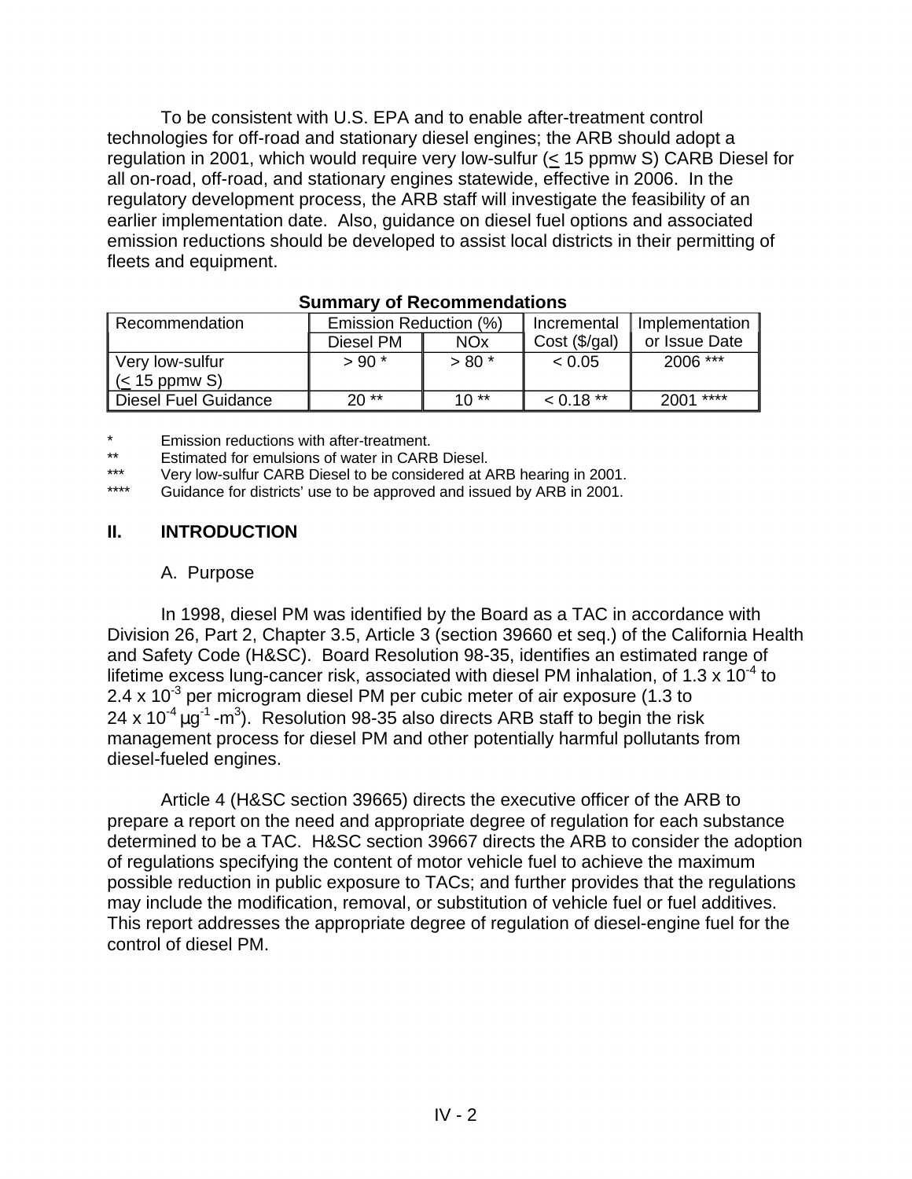To be consistent with U.S. EPA and to enable after-treatment control technologies for off-road and stationary diesel engines; the ARB should adopt a regulation in 2001, which would require very low-sulfur (< 15 ppmw S) CARB Diesel for all on-road, off-road, and stationary engines statewide, effective in 2006. In the regulatory development process, the ARB staff will investigate the feasibility of an earlier implementation date. Also, guidance on diesel fuel options and associated emission reductions should be developed to assist local districts in their permitting of fleets and equipment.

**Summary of Recommendations**

| Recommendation | Emission Reduction (%) | | Incremental Cost ($/gal) | Implementation or Issue Date |
|---|---|---|---|---|
| | Diesel PM | NOx | | |
| Very low-sulfur (< 15 ppmw S) | > 90 * | > 80 * | < 0.05 | 2006 *** |
| Diesel Fuel Guidance | 20 ** | 10 ** | < 0.18 ** | 2001 **** |

\* Emission reductions with after-treatment.
** Estimated for emulsions of water in CARB Diesel.
*** Very low-sulfur CARB Diesel to be considered at ARB hearing in 2001.
**** Guidance for districts' use to be approved and issued by ARB in 2001.

## II. INTRODUCTION

### A. Purpose

In 1998, diesel PM was identified by the Board as a TAC in accordance with Division 26, Part 2, Chapter 3.5, Article 3 (section 39660 et seq.) of the California Health and Safety Code (H&SC). Board Resolution 98-35, identifies an estimated range of lifetime excess lung-cancer risk, associated with diesel PM inhalation, of $1.3 \times 10^{-4}$ to $2.4 \times 10^{-3}$ per microgram diesel PM per cubic meter of air exposure (1.3 to $24 \times 10^{-4}$ $\mu g^{-1}$-$m^3$). Resolution 98-35 also directs ARB staff to begin the risk management process for diesel PM and other potentially harmful pollutants from diesel-fueled engines.

Article 4 (H&SC section 39665) directs the executive officer of the ARB to prepare a report on the need and appropriate degree of regulation for each substance determined to be a TAC. H&SC section 39667 directs the ARB to consider the adoption of regulations specifying the content of motor vehicle fuel to achieve the maximum possible reduction in public exposure to TACs; and further provides that the regulations may include the modification, removal, or substitution of vehicle fuel or fuel additives. This report addresses the appropriate degree of regulation of diesel-engine fuel for the control of diesel PM.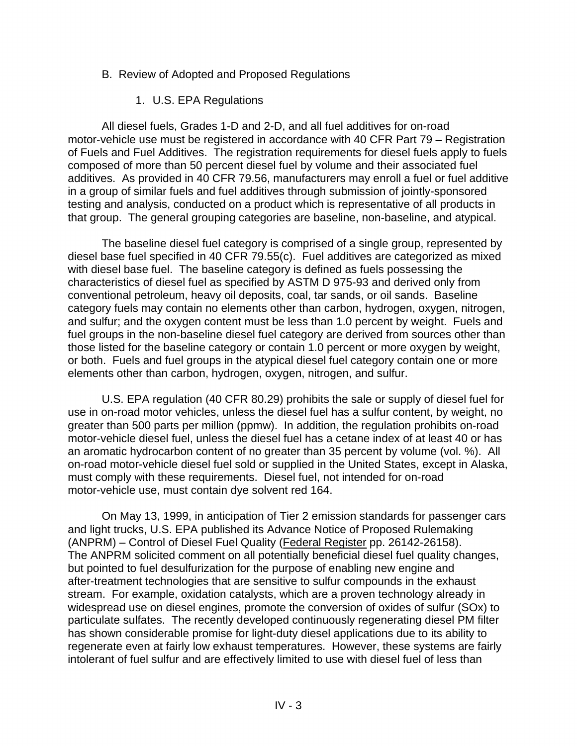### B. Review of Adopted and Proposed Regulations

#### 1. U.S. EPA Regulations

All diesel fuels, Grades 1-D and 2-D, and all fuel additives for on-road motor-vehicle use must be registered in accordance with 40 CFR Part 79 – Registration of Fuels and Fuel Additives. The registration requirements for diesel fuels apply to fuels composed of more than 50 percent diesel fuel by volume and their associated fuel additives. As provided in 40 CFR 79.56, manufacturers may enroll a fuel or fuel additive in a group of similar fuels and fuel additives through submission of jointly-sponsored testing and analysis, conducted on a product which is representative of all products in that group. The general grouping categories are baseline, non-baseline, and atypical.

The baseline diesel fuel category is comprised of a single group, represented by diesel base fuel specified in 40 CFR 79.55(c). Fuel additives are categorized as mixed with diesel base fuel. The baseline category is defined as fuels possessing the characteristics of diesel fuel as specified by ASTM D 975-93 and derived only from conventional petroleum, heavy oil deposits, coal, tar sands, or oil sands. Baseline category fuels may contain no elements other than carbon, hydrogen, oxygen, nitrogen, and sulfur; and the oxygen content must be less than 1.0 percent by weight. Fuels and fuel groups in the non-baseline diesel fuel category are derived from sources other than those listed for the baseline category or contain 1.0 percent or more oxygen by weight, or both. Fuels and fuel groups in the atypical diesel fuel category contain one or more elements other than carbon, hydrogen, oxygen, nitrogen, and sulfur.

U.S. EPA regulation (40 CFR 80.29) prohibits the sale or supply of diesel fuel for use in on-road motor vehicles, unless the diesel fuel has a sulfur content, by weight, no greater than 500 parts per million (ppmw). In addition, the regulation prohibits on-road motor-vehicle diesel fuel, unless the diesel fuel has a cetane index of at least 40 or has an aromatic hydrocarbon content of no greater than 35 percent by volume (vol. %). All on-road motor-vehicle diesel fuel sold or supplied in the United States, except in Alaska, must comply with these requirements. Diesel fuel, not intended for on-road motor-vehicle use, must contain dye solvent red 164.

On May 13, 1999, in anticipation of Tier 2 emission standards for passenger cars and light trucks, U.S. EPA published its Advance Notice of Proposed Rulemaking (ANPRM) – Control of Diesel Fuel Quality (Federal Register pp. 26142-26158). The ANPRM solicited comment on all potentially beneficial diesel fuel quality changes, but pointed to fuel desulfurization for the purpose of enabling new engine and after-treatment technologies that are sensitive to sulfur compounds in the exhaust stream. For example, oxidation catalysts, which are a proven technology already in widespread use on diesel engines, promote the conversion of oxides of sulfur (SOx) to particulate sulfates. The recently developed continuously regenerating diesel PM filter has shown considerable promise for light-duty diesel applications due to its ability to regenerate even at fairly low exhaust temperatures. However, these systems are fairly intolerant of fuel sulfur and are effectively limited to use with diesel fuel of less than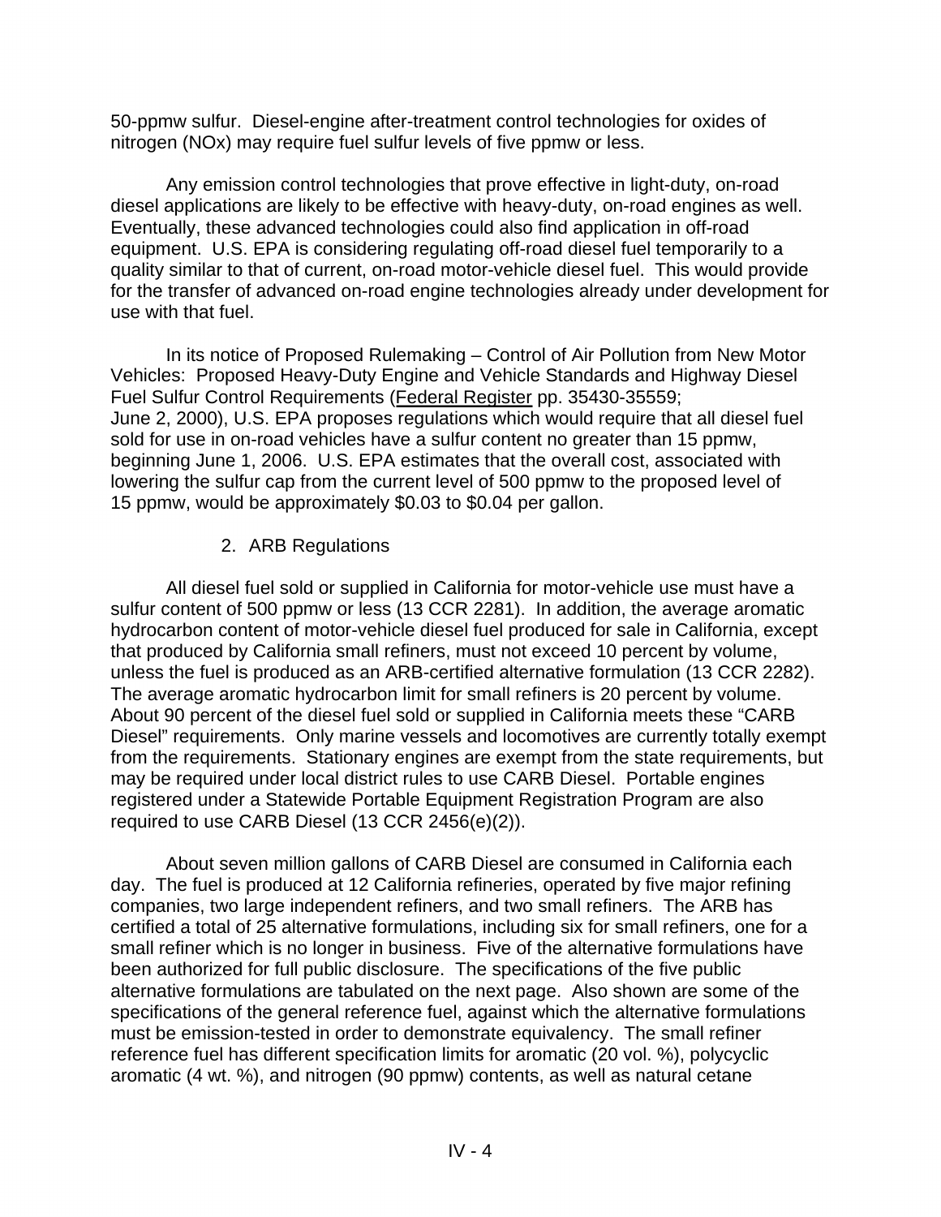50-ppmw sulfur. Diesel-engine after-treatment control technologies for oxides of nitrogen (NOx) may require fuel sulfur levels of five ppmw or less.

Any emission control technologies that prove effective in light-duty, on-road diesel applications are likely to be effective with heavy-duty, on-road engines as well. Eventually, these advanced technologies could also find application in off-road equipment. U.S. EPA is considering regulating off-road diesel fuel temporarily to a quality similar to that of current, on-road motor-vehicle diesel fuel. This would provide for the transfer of advanced on-road engine technologies already under development for use with that fuel.

In its notice of Proposed Rulemaking – Control of Air Pollution from New Motor Vehicles: Proposed Heavy-Duty Engine and Vehicle Standards and Highway Diesel Fuel Sulfur Control Requirements (Federal Register pp. 35430-35559; June 2, 2000), U.S. EPA proposes regulations which would require that all diesel fuel sold for use in on-road vehicles have a sulfur content no greater than 15 ppmw, beginning June 1, 2006. U.S. EPA estimates that the overall cost, associated with lowering the sulfur cap from the current level of 500 ppmw to the proposed level of 15 ppmw, would be approximately $0.03 to $0.04 per gallon.

### 2. ARB Regulations

All diesel fuel sold or supplied in California for motor-vehicle use must have a sulfur content of 500 ppmw or less (13 CCR 2281). In addition, the average aromatic hydrocarbon content of motor-vehicle diesel fuel produced for sale in California, except that produced by California small refiners, must not exceed 10 percent by volume, unless the fuel is produced as an ARB-certified alternative formulation (13 CCR 2282). The average aromatic hydrocarbon limit for small refiners is 20 percent by volume. About 90 percent of the diesel fuel sold or supplied in California meets these "CARB Diesel" requirements. Only marine vessels and locomotives are currently totally exempt from the requirements. Stationary engines are exempt from the state requirements, but may be required under local district rules to use CARB Diesel. Portable engines registered under a Statewide Portable Equipment Registration Program are also required to use CARB Diesel (13 CCR 2456(e)(2)).

About seven million gallons of CARB Diesel are consumed in California each day. The fuel is produced at 12 California refineries, operated by five major refining companies, two large independent refiners, and two small refiners. The ARB has certified a total of 25 alternative formulations, including six for small refiners, one for a small refiner which is no longer in business. Five of the alternative formulations have been authorized for full public disclosure. The specifications of the five public alternative formulations are tabulated on the next page. Also shown are some of the specifications of the general reference fuel, against which the alternative formulations must be emission-tested in order to demonstrate equivalency. The small refiner reference fuel has different specification limits for aromatic (20 vol. %), polycyclic aromatic (4 wt. %), and nitrogen (90 ppmw) contents, as well as natural cetane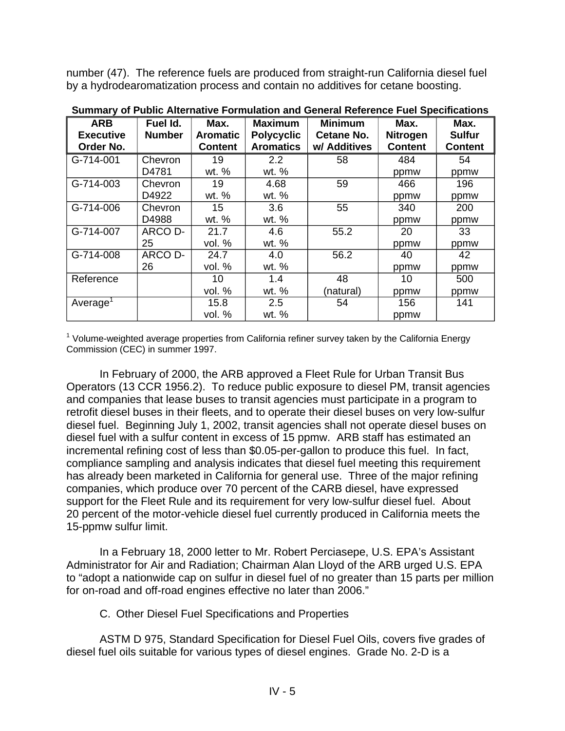number (47). The reference fuels are produced from straight-run California diesel fuel by a hydrodearomatization process and contain no additives for cetane boosting.

**Summary of Public Alternative Formulation and General Reference Fuel Specifications**

| ARB Executive Order No. | Fuel Id. Number | Max. Aromatic Content | Maximum Polycyclic Aromatics | Minimum Cetane No. w/ Additives | Max. Nitrogen Content | Max. Sulfur Content |
|---|---|---|---|---|---|---|
| G-714-001 | Chevron D4781 | 19 wt. % | 2.2 wt. % | 58 | 484 ppmw | 54 ppmw |
| G-714-003 | Chevron D4922 | 19 wt. % | 4.68 wt. % | 59 | 466 ppmw | 196 ppmw |
| G-714-006 | Chevron D4988 | 15 wt. % | 3.6 wt. % | 55 | 340 ppmw | 200 ppmw |
| G-714-007 | ARCO D-25 | 21.7 vol. % | 4.6 wt. % | 55.2 | 20 ppmw | 33 ppmw |
| G-714-008 | ARCO D-26 | 24.7 vol. % | 4.0 wt. % | 56.2 | 40 ppmw | 42 ppmw |
| Reference | | 10 vol. % | 1.4 wt. % | 48 (natural) | 10 ppmw | 500 ppmw |
| Average[1] | | 15.8 vol. % | 2.5 wt. % | 54 | 156 ppmw | 141 |

[1] Volume-weighted average properties from California refiner survey taken by the California Energy Commission (CEC) in summer 1997.

In February of 2000, the ARB approved a Fleet Rule for Urban Transit Bus Operators (13 CCR 1956.2). To reduce public exposure to diesel PM, transit agencies and companies that lease buses to transit agencies must participate in a program to retrofit diesel buses in their fleets, and to operate their diesel buses on very low-sulfur diesel fuel. Beginning July 1, 2002, transit agencies shall not operate diesel buses on diesel fuel with a sulfur content in excess of 15 ppmw. ARB staff has estimated an incremental refining cost of less than $0.05-per-gallon to produce this fuel. In fact, compliance sampling and analysis indicates that diesel fuel meeting this requirement has already been marketed in California for general use. Three of the major refining companies, which produce over 70 percent of the CARB diesel, have expressed support for the Fleet Rule and its requirement for very low-sulfur diesel fuel. About 20 percent of the motor-vehicle diesel fuel currently produced in California meets the 15-ppmw sulfur limit.

In a February 18, 2000 letter to Mr. Robert Perciasepe, U.S. EPA's Assistant Administrator for Air and Radiation; Chairman Alan Lloyd of the ARB urged U.S. EPA to "adopt a nationwide cap on sulfur in diesel fuel of no greater than 15 parts per million for on-road and off-road engines effective no later than 2006."

C. Other Diesel Fuel Specifications and Properties

ASTM D 975, Standard Specification for Diesel Fuel Oils, covers five grades of diesel fuel oils suitable for various types of diesel engines. Grade No. 2-D is a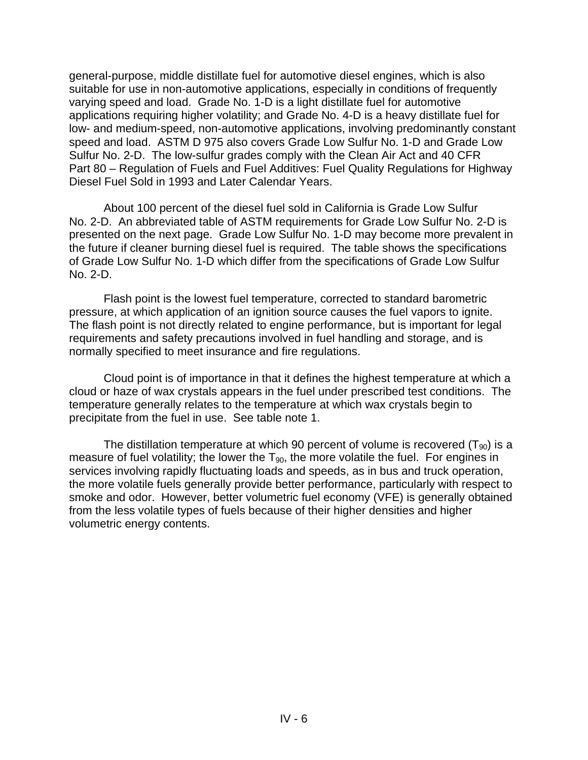general-purpose, middle distillate fuel for automotive diesel engines, which is also suitable for use in non-automotive applications, especially in conditions of frequently varying speed and load. Grade No. 1-D is a light distillate fuel for automotive applications requiring higher volatility; and Grade No. 4-D is a heavy distillate fuel for low- and medium-speed, non-automotive applications, involving predominantly constant speed and load. ASTM D 975 also covers Grade Low Sulfur No. 1-D and Grade Low Sulfur No. 2-D. The low-sulfur grades comply with the Clean Air Act and 40 CFR Part 80 – Regulation of Fuels and Fuel Additives: Fuel Quality Regulations for Highway Diesel Fuel Sold in 1993 and Later Calendar Years.

About 100 percent of the diesel fuel sold in California is Grade Low Sulfur No. 2-D. An abbreviated table of ASTM requirements for Grade Low Sulfur No. 2-D is presented on the next page. Grade Low Sulfur No. 1-D may become more prevalent in the future if cleaner burning diesel fuel is required. The table shows the specifications of Grade Low Sulfur No. 1-D which differ from the specifications of Grade Low Sulfur No. 2-D.

Flash point is the lowest fuel temperature, corrected to standard barometric pressure, at which application of an ignition source causes the fuel vapors to ignite. The flash point is not directly related to engine performance, but is important for legal requirements and safety precautions involved in fuel handling and storage, and is normally specified to meet insurance and fire regulations.

Cloud point is of importance in that it defines the highest temperature at which a cloud or haze of wax crystals appears in the fuel under prescribed test conditions. The temperature generally relates to the temperature at which wax crystals begin to precipitate from the fuel in use. See table note 1.

The distillation temperature at which 90 percent of volume is recovered ($T_{90}$) is a measure of fuel volatility; the lower the $T_{90}$, the more volatile the fuel. For engines in services involving rapidly fluctuating loads and speeds, as in bus and truck operation, the more volatile fuels generally provide better performance, particularly with respect to smoke and odor. However, better volumetric fuel economy (VFE) is generally obtained from the less volatile types of fuels because of their higher densities and higher volumetric energy contents.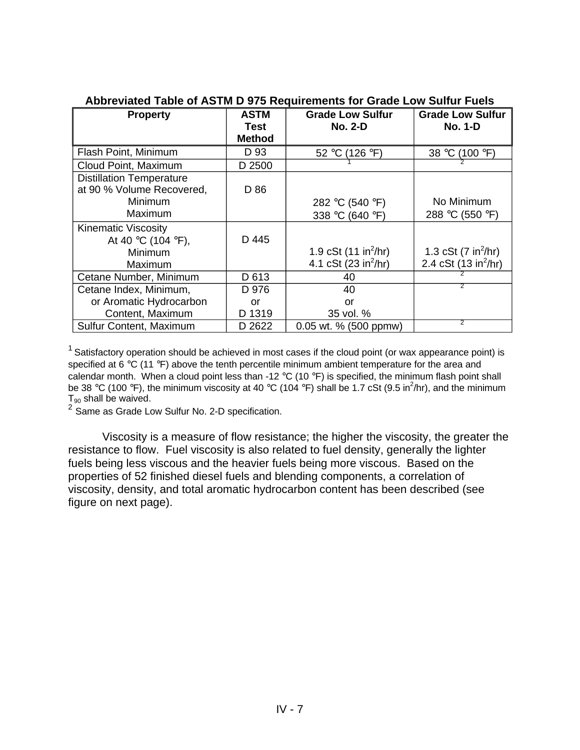**Abbreviated Table of ASTM D 975 Requirements for Grade Low Sulfur Fuels**

| Property | ASTM Test Method | Grade Low Sulfur No. 2-D | Grade Low Sulfur No. 1-D |
|---|---|---|---|
| Flash Point, Minimum | D 93 | 52 °C (126 °F) | 38 °C (100 °F) |
| Cloud Point, Maximum | D 2500 | [1] | [2] |
| Distillation Temperature at 90 % Volume Recovered, Minimum / Maximum | D 86 | 282 °C (540 °F) / 338 °C (640 °F) | No Minimum / 288 °C (550 °F) |
| Kinematic Viscosity At 40 °C (104 °F), Minimum / Maximum | D 445 | 1.9 cSt (11 $in^2$/hr) / 4.1 cSt (23 $in^2$/hr) | 1.3 cSt (7 $in^2$/hr) / 2.4 cSt (13 $in^2$/hr) |
| Cetane Number, Minimum | D 613 | 40 | [2] |
| Cetane Index, Minimum, or Aromatic Hydrocarbon Content, Maximum | D 976 or D 1319 | 40 or 35 vol. % | [2] |
| Sulfur Content, Maximum | D 2622 | 0.05 wt. % (500 ppmw) | [2] |

[1] Satisfactory operation should be achieved in most cases if the cloud point (or wax appearance point) is specified at 6 °C (11 °F) above the tenth percentile minimum ambient temperature for the area and calendar month. When a cloud point less than -12 °C (10 °F) is specified, the minimum flash point shall be 38 °C (100 °F), the minimum viscosity at 40 °C (104 °F) shall be 1.7 cSt (9.5 $in^2$/hr), and the minimum $T_{90}$ shall be waived.

[2] Same as Grade Low Sulfur No. 2-D specification.

Viscosity is a measure of flow resistance; the higher the viscosity, the greater the resistance to flow. Fuel viscosity is also related to fuel density, generally the lighter fuels being less viscous and the heavier fuels being more viscous. Based on the properties of 52 finished diesel fuels and blending components, a correlation of viscosity, density, and total aromatic hydrocarbon content has been described (see figure on next page).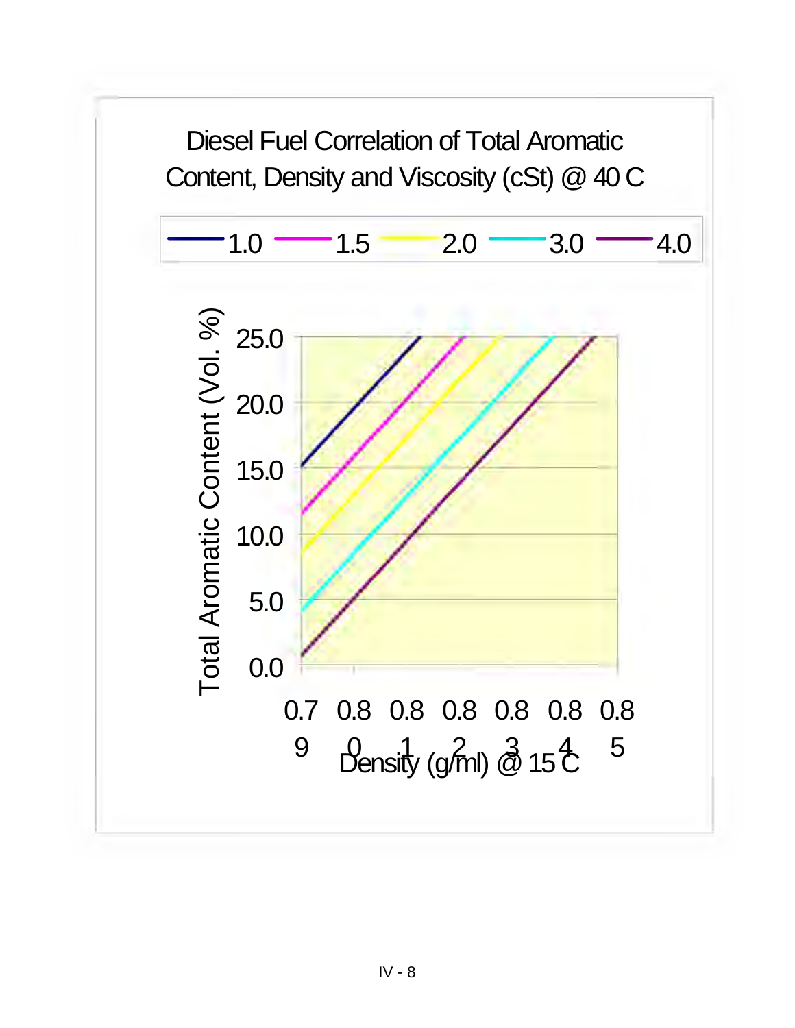Diesel Fuel Correlation of Total Aromatic Content, Density and Viscosity (cSt) @ 40 C

1.0 1.5 2.0 3.0 4.0

Total Aromatic Content (Vol. %)

25.0
20.0
15.0
10.0
5.0
0.0

0.79 0.80 0.81 0.82 0.83 0.84 0.85

Density (g/ml) @ 15 C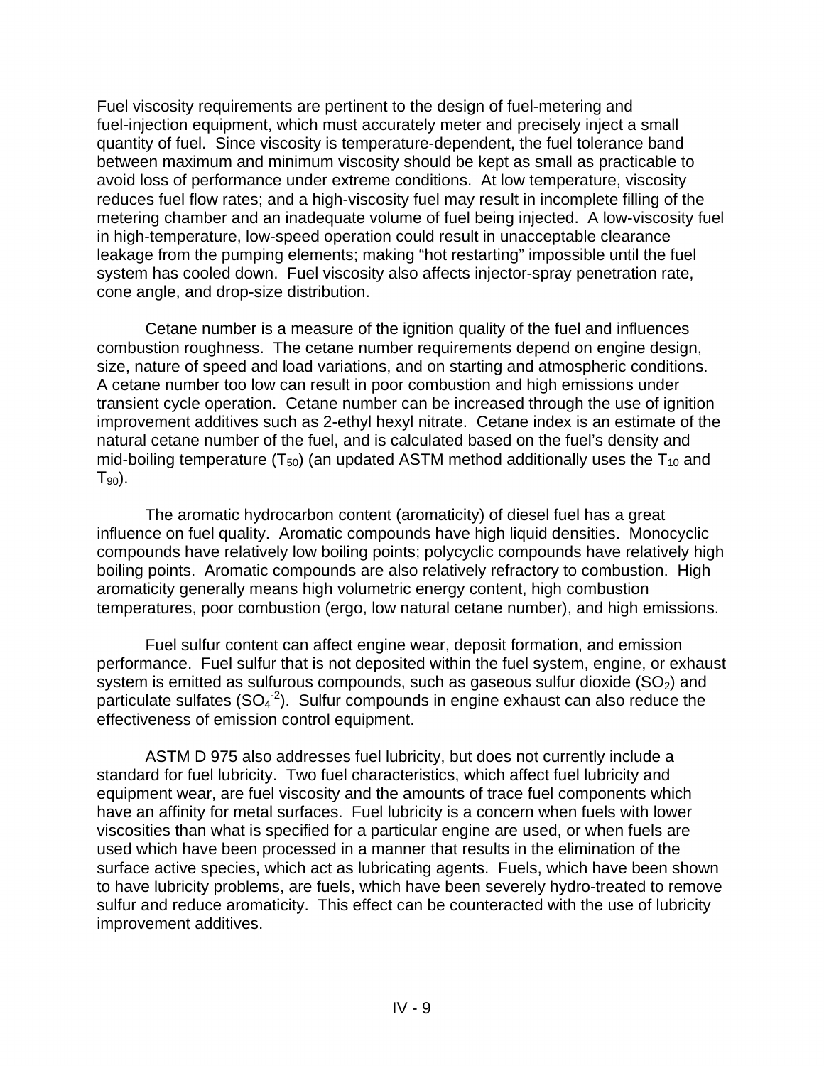Fuel viscosity requirements are pertinent to the design of fuel-metering and fuel-injection equipment, which must accurately meter and precisely inject a small quantity of fuel. Since viscosity is temperature-dependent, the fuel tolerance band between maximum and minimum viscosity should be kept as small as practicable to avoid loss of performance under extreme conditions. At low temperature, viscosity reduces fuel flow rates; and a high-viscosity fuel may result in incomplete filling of the metering chamber and an inadequate volume of fuel being injected. A low-viscosity fuel in high-temperature, low-speed operation could result in unacceptable clearance leakage from the pumping elements; making "hot restarting" impossible until the fuel system has cooled down. Fuel viscosity also affects injector-spray penetration rate, cone angle, and drop-size distribution.

Cetane number is a measure of the ignition quality of the fuel and influences combustion roughness. The cetane number requirements depend on engine design, size, nature of speed and load variations, and on starting and atmospheric conditions. A cetane number too low can result in poor combustion and high emissions under transient cycle operation. Cetane number can be increased through the use of ignition improvement additives such as 2-ethyl hexyl nitrate. Cetane index is an estimate of the natural cetane number of the fuel, and is calculated based on the fuel's density and mid-boiling temperature ($T_{50}$) (an updated ASTM method additionally uses the $T_{10}$ and $T_{90}$).

The aromatic hydrocarbon content (aromaticity) of diesel fuel has a great influence on fuel quality. Aromatic compounds have high liquid densities. Monocyclic compounds have relatively low boiling points; polycyclic compounds have relatively high boiling points. Aromatic compounds are also relatively refractory to combustion. High aromaticity generally means high volumetric energy content, high combustion temperatures, poor combustion (ergo, low natural cetane number), and high emissions.

Fuel sulfur content can affect engine wear, deposit formation, and emission performance. Fuel sulfur that is not deposited within the fuel system, engine, or exhaust system is emitted as sulfurous compounds, such as gaseous sulfur dioxide ($SO_2$) and particulate sulfates ($SO_4^{-2}$). Sulfur compounds in engine exhaust can also reduce the effectiveness of emission control equipment.

ASTM D 975 also addresses fuel lubricity, but does not currently include a standard for fuel lubricity. Two fuel characteristics, which affect fuel lubricity and equipment wear, are fuel viscosity and the amounts of trace fuel components which have an affinity for metal surfaces. Fuel lubricity is a concern when fuels with lower viscosities than what is specified for a particular engine are used, or when fuels are used which have been processed in a manner that results in the elimination of the surface active species, which act as lubricating agents. Fuels, which have been shown to have lubricity problems, are fuels, which have been severely hydro-treated to remove sulfur and reduce aromaticity. This effect can be counteracted with the use of lubricity improvement additives.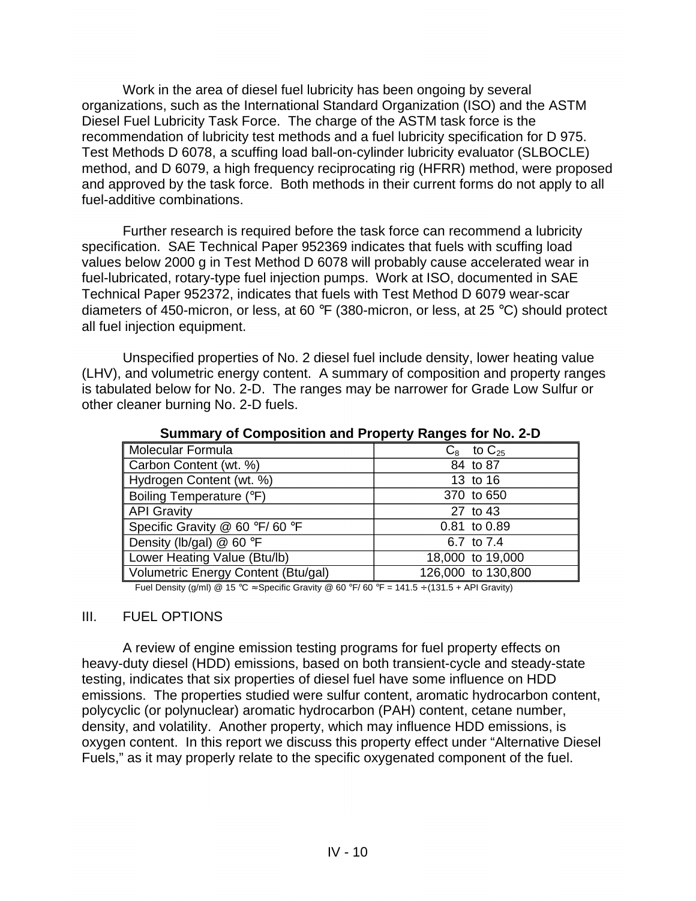Work in the area of diesel fuel lubricity has been ongoing by several organizations, such as the International Standard Organization (ISO) and the ASTM Diesel Fuel Lubricity Task Force. The charge of the ASTM task force is the recommendation of lubricity test methods and a fuel lubricity specification for D 975. Test Methods D 6078, a scuffing load ball-on-cylinder lubricity evaluator (SLBOCLE) method, and D 6079, a high frequency reciprocating rig (HFRR) method, were proposed and approved by the task force. Both methods in their current forms do not apply to all fuel-additive combinations.

Further research is required before the task force can recommend a lubricity specification. SAE Technical Paper 952369 indicates that fuels with scuffing load values below 2000 g in Test Method D 6078 will probably cause accelerated wear in fuel-lubricated, rotary-type fuel injection pumps. Work at ISO, documented in SAE Technical Paper 952372, indicates that fuels with Test Method D 6079 wear-scar diameters of 450-micron, or less, at 60 °F (380-micron, or less, at 25 °C) should protect all fuel injection equipment.

Unspecified properties of No. 2 diesel fuel include density, lower heating value (LHV), and volumetric energy content. A summary of composition and property ranges is tabulated below for No. 2-D. The ranges may be narrower for Grade Low Sulfur or other cleaner burning No. 2-D fuels.

**Summary of Composition and Property Ranges for No. 2-D**

| Property | Range |
|---|---|
| Molecular Formula | $C_8$ to $C_{25}$ |
| Carbon Content (wt. %) | 84 to 87 |
| Hydrogen Content (wt. %) | 13 to 16 |
| Boiling Temperature (°F) | 370 to 650 |
| API Gravity | 27 to 43 |
| Specific Gravity @ 60 °F/ 60 °F | 0.81 to 0.89 |
| Density (lb/gal) @ 60 °F | 6.7 to 7.4 |
| Lower Heating Value (Btu/lb) | 18,000 to 19,000 |
| Volumetric Energy Content (Btu/gal) | 126,000 to 130,800 |

Fuel Density (g/ml) @ 15 °C ≈ Specific Gravity @ 60 °F/ 60 °F = 141.5 ÷ (131.5 + API Gravity)

## III. FUEL OPTIONS

A review of engine emission testing programs for fuel property effects on heavy-duty diesel (HDD) emissions, based on both transient-cycle and steady-state testing, indicates that six properties of diesel fuel have some influence on HDD emissions. The properties studied were sulfur content, aromatic hydrocarbon content, polycyclic (or polynuclear) aromatic hydrocarbon (PAH) content, cetane number, density, and volatility. Another property, which may influence HDD emissions, is oxygen content. In this report we discuss this property effect under "Alternative Diesel Fuels," as it may properly relate to the specific oxygenated component of the fuel.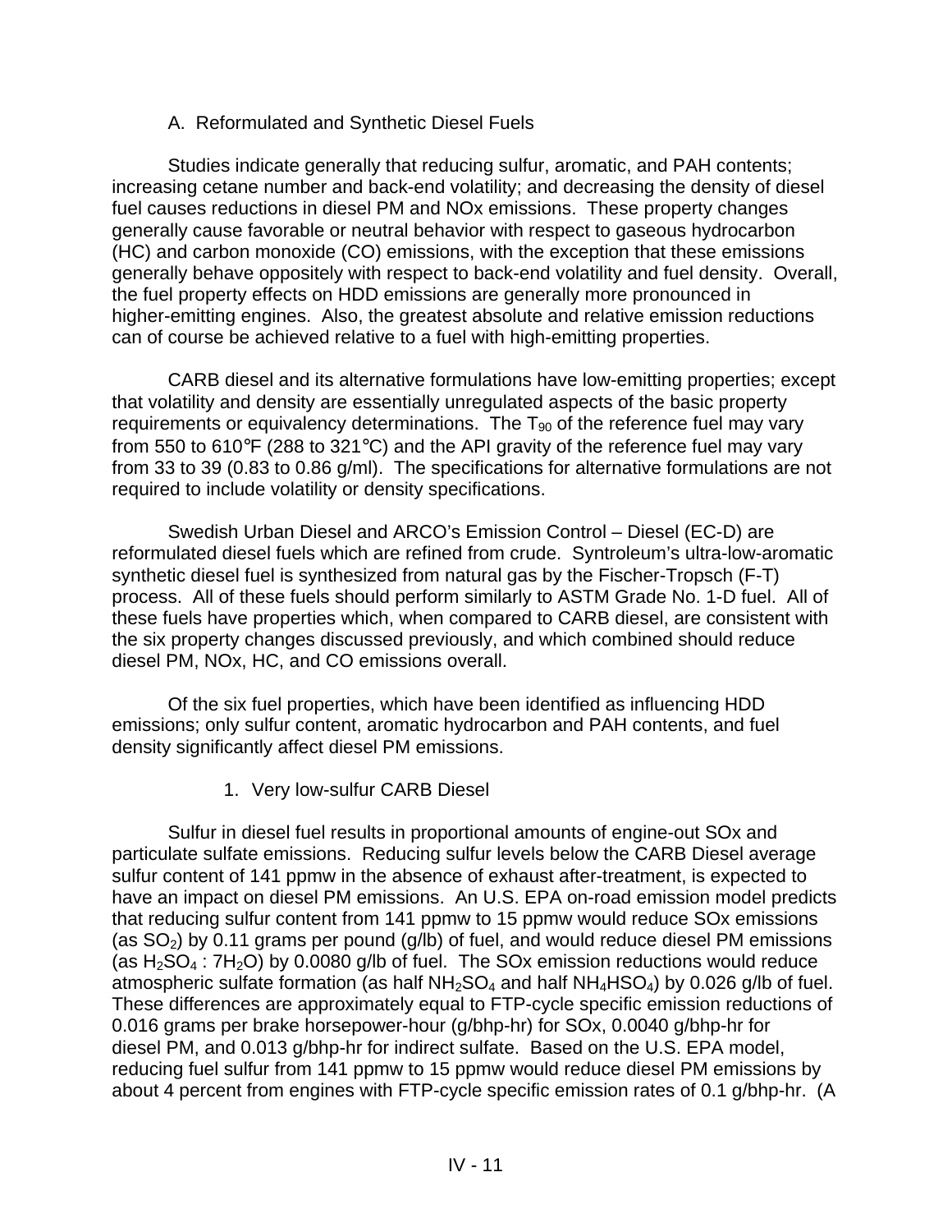### A. Reformulated and Synthetic Diesel Fuels

Studies indicate generally that reducing sulfur, aromatic, and PAH contents; increasing cetane number and back-end volatility; and decreasing the density of diesel fuel causes reductions in diesel PM and NOx emissions. These property changes generally cause favorable or neutral behavior with respect to gaseous hydrocarbon (HC) and carbon monoxide (CO) emissions, with the exception that these emissions generally behave oppositely with respect to back-end volatility and fuel density. Overall, the fuel property effects on HDD emissions are generally more pronounced in higher-emitting engines. Also, the greatest absolute and relative emission reductions can of course be achieved relative to a fuel with high-emitting properties.

CARB diesel and its alternative formulations have low-emitting properties; except that volatility and density are essentially unregulated aspects of the basic property requirements or equivalency determinations. The $T_{90}$ of the reference fuel may vary from 550 to 610°F (288 to 321°C) and the API gravity of the reference fuel may vary from 33 to 39 (0.83 to 0.86 g/ml). The specifications for alternative formulations are not required to include volatility or density specifications.

Swedish Urban Diesel and ARCO's Emission Control – Diesel (EC-D) are reformulated diesel fuels which are refined from crude. Syntroleum's ultra-low-aromatic synthetic diesel fuel is synthesized from natural gas by the Fischer-Tropsch (F-T) process. All of these fuels should perform similarly to ASTM Grade No. 1-D fuel. All of these fuels have properties which, when compared to CARB diesel, are consistent with the six property changes discussed previously, and which combined should reduce diesel PM, NOx, HC, and CO emissions overall.

Of the six fuel properties, which have been identified as influencing HDD emissions; only sulfur content, aromatic hydrocarbon and PAH contents, and fuel density significantly affect diesel PM emissions.

#### 1. Very low-sulfur CARB Diesel

Sulfur in diesel fuel results in proportional amounts of engine-out SOx and particulate sulfate emissions. Reducing sulfur levels below the CARB Diesel average sulfur content of 141 ppmw in the absence of exhaust after-treatment, is expected to have an impact on diesel PM emissions. An U.S. EPA on-road emission model predicts that reducing sulfur content from 141 ppmw to 15 ppmw would reduce SOx emissions (as $SO_2$) by 0.11 grams per pound (g/lb) of fuel, and would reduce diesel PM emissions (as $H_2SO_4 : 7H_2O$) by 0.0080 g/lb of fuel. The SOx emission reductions would reduce atmospheric sulfate formation (as half $NH_2SO_4$ and half $NH_4HSO_4$) by 0.026 g/lb of fuel. These differences are approximately equal to FTP-cycle specific emission reductions of 0.016 grams per brake horsepower-hour (g/bhp-hr) for SOx, 0.0040 g/bhp-hr for diesel PM, and 0.013 g/bhp-hr for indirect sulfate. Based on the U.S. EPA model, reducing fuel sulfur from 141 ppmw to 15 ppmw would reduce diesel PM emissions by about 4 percent from engines with FTP-cycle specific emission rates of 0.1 g/bhp-hr. (A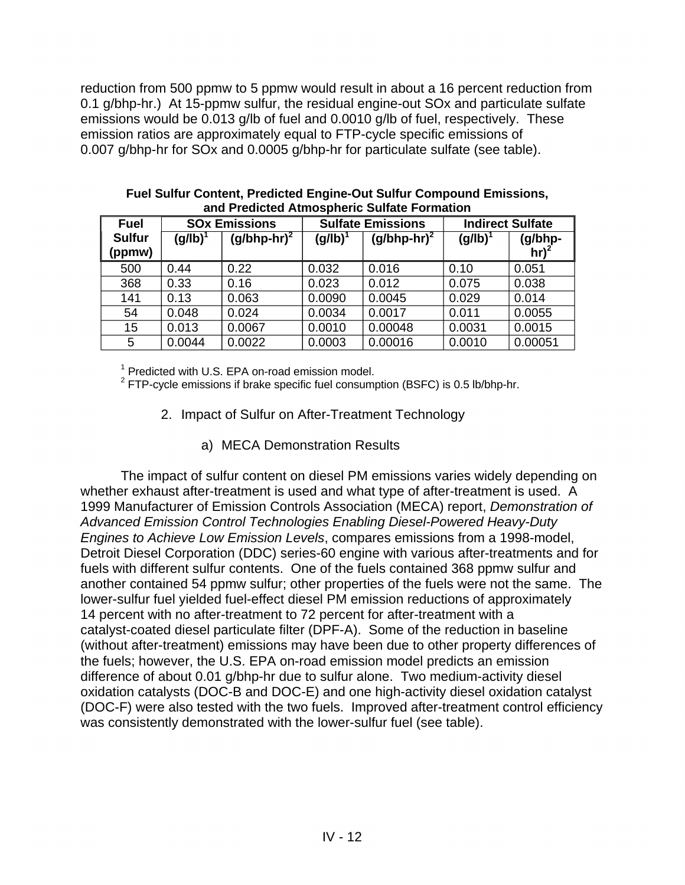reduction from 500 ppmw to 5 ppmw would result in about a 16 percent reduction from 0.1 g/bhp-hr.) At 15-ppmw sulfur, the residual engine-out SOx and particulate sulfate emissions would be 0.013 g/lb of fuel and 0.0010 g/lb of fuel, respectively. These emission ratios are approximately equal to FTP-cycle specific emissions of 0.007 g/bhp-hr for SOx and 0.0005 g/bhp-hr for particulate sulfate (see table).

**Fuel Sulfur Content, Predicted Engine-Out Sulfur Compound Emissions, and Predicted Atmospheric Sulfate Formation**

| Fuel Sulfur (ppmw) | SOx Emissions | | Sulfate Emissions | | Indirect Sulfate | |
|---|---|---|---|---|---|---|
| | (g/lb)[1] | (g/bhp-hr)[2] | (g/lb)[1] | (g/bhp-hr)[2] | (g/lb)[1] | (g/bhp-hr)[2] |
| 500 | 0.44 | 0.22 | 0.032 | 0.016 | 0.10 | 0.051 |
| 368 | 0.33 | 0.16 | 0.023 | 0.012 | 0.075 | 0.038 |
| 141 | 0.13 | 0.063 | 0.0090 | 0.0045 | 0.029 | 0.014 |
| 54 | 0.048 | 0.024 | 0.0034 | 0.0017 | 0.011 | 0.0055 |
| 15 | 0.013 | 0.0067 | 0.0010 | 0.00048 | 0.0031 | 0.0015 |
| 5 | 0.0044 | 0.0022 | 0.0003 | 0.00016 | 0.0010 | 0.00051 |

[1] Predicted with U.S. EPA on-road emission model.
[2] FTP-cycle emissions if brake specific fuel consumption (BSFC) is 0.5 lb/bhp-hr.

### 2. Impact of Sulfur on After-Treatment Technology

#### a) MECA Demonstration Results

The impact of sulfur content on diesel PM emissions varies widely depending on whether exhaust after-treatment is used and what type of after-treatment is used. A 1999 Manufacturer of Emission Controls Association (MECA) report, *Demonstration of Advanced Emission Control Technologies Enabling Diesel-Powered Heavy-Duty Engines to Achieve Low Emission Levels*, compares emissions from a 1998-model, Detroit Diesel Corporation (DDC) series-60 engine with various after-treatments and for fuels with different sulfur contents. One of the fuels contained 368 ppmw sulfur and another contained 54 ppmw sulfur; other properties of the fuels were not the same. The lower-sulfur fuel yielded fuel-effect diesel PM emission reductions of approximately 14 percent with no after-treatment to 72 percent for after-treatment with a catalyst-coated diesel particulate filter (DPF-A). Some of the reduction in baseline (without after-treatment) emissions may have been due to other property differences of the fuels; however, the U.S. EPA on-road emission model predicts an emission difference of about 0.01 g/bhp-hr due to sulfur alone. Two medium-activity diesel oxidation catalysts (DOC-B and DOC-E) and one high-activity diesel oxidation catalyst (DOC-F) were also tested with the two fuels. Improved after-treatment control efficiency was consistently demonstrated with the lower-sulfur fuel (see table).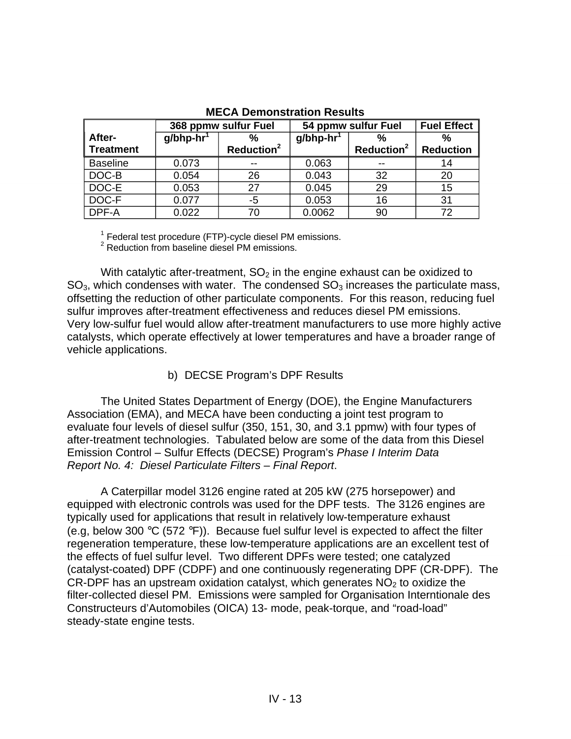**MECA Demonstration Results**

| After-Treatment | 368 ppmw sulfur Fuel | | 54 ppmw sulfur Fuel | | Fuel Effect |
|---|---|---|---|---|---|
| | g/bhp-hr[1] | % Reduction[2] | g/bhp-hr[1] | % Reduction[2] | % Reduction |
| Baseline | 0.073 | -- | 0.063 | -- | 14 |
| DOC-B | 0.054 | 26 | 0.043 | 32 | 20 |
| DOC-E | 0.053 | 27 | 0.045 | 29 | 15 |
| DOC-F | 0.077 | -5 | 0.053 | 16 | 31 |
| DPF-A | 0.022 | 70 | 0.0062 | 90 | 72 |

[1] Federal test procedure (FTP)-cycle diesel PM emissions.
[2] Reduction from baseline diesel PM emissions.

With catalytic after-treatment, $SO_2$ in the engine exhaust can be oxidized to $SO_3$, which condenses with water. The condensed $SO_3$ increases the particulate mass, offsetting the reduction of other particulate components. For this reason, reducing fuel sulfur improves after-treatment effectiveness and reduces diesel PM emissions. Very low-sulfur fuel would allow after-treatment manufacturers to use more highly active catalysts, which operate effectively at lower temperatures and have a broader range of vehicle applications.

b) DECSE Program's DPF Results

The United States Department of Energy (DOE), the Engine Manufacturers Association (EMA), and MECA have been conducting a joint test program to evaluate four levels of diesel sulfur (350, 151, 30, and 3.1 ppmw) with four types of after-treatment technologies. Tabulated below are some of the data from this Diesel Emission Control – Sulfur Effects (DECSE) Program's *Phase I Interim Data Report No. 4: Diesel Particulate Filters – Final Report*.

A Caterpillar model 3126 engine rated at 205 kW (275 horsepower) and equipped with electronic controls was used for the DPF tests. The 3126 engines are typically used for applications that result in relatively low-temperature exhaust (e.g, below 300 °C (572 °F)). Because fuel sulfur level is expected to affect the filter regeneration temperature, these low-temperature applications are an excellent test of the effects of fuel sulfur level. Two different DPFs were tested; one catalyzed (catalyst-coated) DPF (CDPF) and one continuously regenerating DPF (CR-DPF). The CR-DPF has an upstream oxidation catalyst, which generates $NO_2$ to oxidize the filter-collected diesel PM. Emissions were sampled for Organisation Interntionale des Constructeurs d'Automobiles (OICA) 13- mode, peak-torque, and "road-load" steady-state engine tests.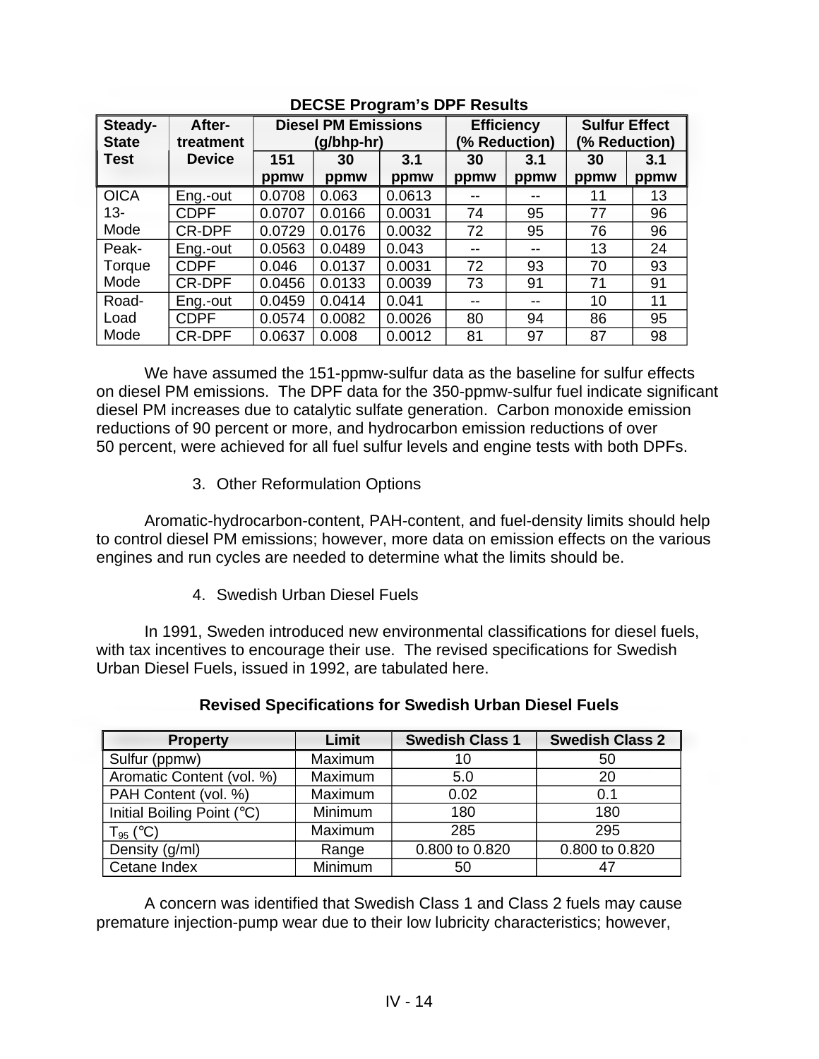**DECSE Program's DPF Results**

| Steady-State Test | After-treatment Device | Diesel PM Emissions (g/bhp-hr) | | | Efficiency (% Reduction) | | Sulfur Effect (% Reduction) | |
|---|---|---|---|---|---|---|---|---|
| | | 151 ppmw | 30 ppmw | 3.1 ppmw | 30 ppmw | 3.1 ppmw | 30 ppmw | 3.1 ppmw |
| OICA 13-Mode | Eng.-out | 0.0708 | 0.063 | 0.0613 | -- | -- | 11 | 13 |
| | CDPF | 0.0707 | 0.0166 | 0.0031 | 74 | 95 | 77 | 96 |
| | CR-DPF | 0.0729 | 0.0176 | 0.0032 | 72 | 95 | 76 | 96 |
| Peak-Torque Mode | Eng.-out | 0.0563 | 0.0489 | 0.043 | -- | -- | 13 | 24 |
| | CDPF | 0.046 | 0.0137 | 0.0031 | 72 | 93 | 70 | 93 |
| | CR-DPF | 0.0456 | 0.0133 | 0.0039 | 73 | 91 | 71 | 91 |
| Road-Load Mode | Eng.-out | 0.0459 | 0.0414 | 0.041 | -- | -- | 10 | 11 |
| | CDPF | 0.0574 | 0.0082 | 0.0026 | 80 | 94 | 86 | 95 |
| | CR-DPF | 0.0637 | 0.008 | 0.0012 | 81 | 97 | 87 | 98 |

We have assumed the 151-ppmw-sulfur data as the baseline for sulfur effects on diesel PM emissions. The DPF data for the 350-ppmw-sulfur fuel indicate significant diesel PM increases due to catalytic sulfate generation. Carbon monoxide emission reductions of 90 percent or more, and hydrocarbon emission reductions of over 50 percent, were achieved for all fuel sulfur levels and engine tests with both DPFs.

3. Other Reformulation Options

Aromatic-hydrocarbon-content, PAH-content, and fuel-density limits should help to control diesel PM emissions; however, more data on emission effects on the various engines and run cycles are needed to determine what the limits should be.

4. Swedish Urban Diesel Fuels

In 1991, Sweden introduced new environmental classifications for diesel fuels, with tax incentives to encourage their use. The revised specifications for Swedish Urban Diesel Fuels, issued in 1992, are tabulated here.

**Revised Specifications for Swedish Urban Diesel Fuels**

| Property | Limit | Swedish Class 1 | Swedish Class 2 |
|---|---|---|---|
| Sulfur (ppmw) | Maximum | 10 | 50 |
| Aromatic Content (vol. %) | Maximum | 5.0 | 20 |
| PAH Content (vol. %) | Maximum | 0.02 | 0.1 |
| Initial Boiling Point (°C) | Minimum | 180 | 180 |
| $T_{95}$ (°C) | Maximum | 285 | 295 |
| Density (g/ml) | Range | 0.800 to 0.820 | 0.800 to 0.820 |
| Cetane Index | Minimum | 50 | 47 |

A concern was identified that Swedish Class 1 and Class 2 fuels may cause premature injection-pump wear due to their low lubricity characteristics; however,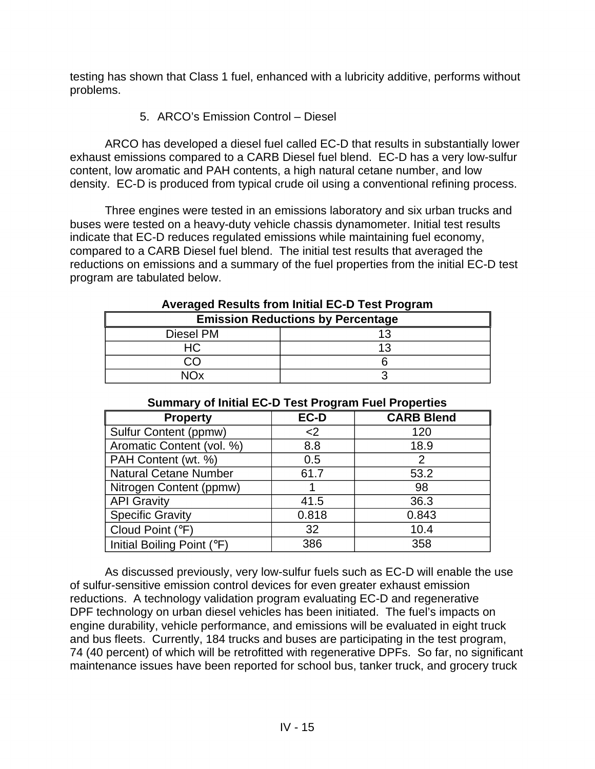testing has shown that Class 1 fuel, enhanced with a lubricity additive, performs without problems.

5. ARCO's Emission Control – Diesel

ARCO has developed a diesel fuel called EC-D that results in substantially lower exhaust emissions compared to a CARB Diesel fuel blend. EC-D has a very low-sulfur content, low aromatic and PAH contents, a high natural cetane number, and low density. EC-D is produced from typical crude oil using a conventional refining process.

Three engines were tested in an emissions laboratory and six urban trucks and buses were tested on a heavy-duty vehicle chassis dynamometer. Initial test results indicate that EC-D reduces regulated emissions while maintaining fuel economy, compared to a CARB Diesel fuel blend. The initial test results that averaged the reductions on emissions and a summary of the fuel properties from the initial EC-D test program are tabulated below.

**Averaged Results from Initial EC-D Test Program**

| Emission Reductions by Percentage | |
|---|---|
| Diesel PM | 13 |
| HC | 13 |
| CO | 6 |
| NOx | 3 |

**Summary of Initial EC-D Test Program Fuel Properties**

| Property | EC-D | CARB Blend |
|---|---|---|
| Sulfur Content (ppmw) | <2 | 120 |
| Aromatic Content (vol. %) | 8.8 | 18.9 |
| PAH Content (wt. %) | 0.5 | 2 |
| Natural Cetane Number | 61.7 | 53.2 |
| Nitrogen Content (ppmw) | 1 | 98 |
| API Gravity | 41.5 | 36.3 |
| Specific Gravity | 0.818 | 0.843 |
| Cloud Point (°F) | 32 | 10.4 |
| Initial Boiling Point (°F) | 386 | 358 |

As discussed previously, very low-sulfur fuels such as EC-D will enable the use of sulfur-sensitive emission control devices for even greater exhaust emission reductions. A technology validation program evaluating EC-D and regenerative DPF technology on urban diesel vehicles has been initiated. The fuel's impacts on engine durability, vehicle performance, and emissions will be evaluated in eight truck and bus fleets. Currently, 184 trucks and buses are participating in the test program, 74 (40 percent) of which will be retrofitted with regenerative DPFs. So far, no significant maintenance issues have been reported for school bus, tanker truck, and grocery truck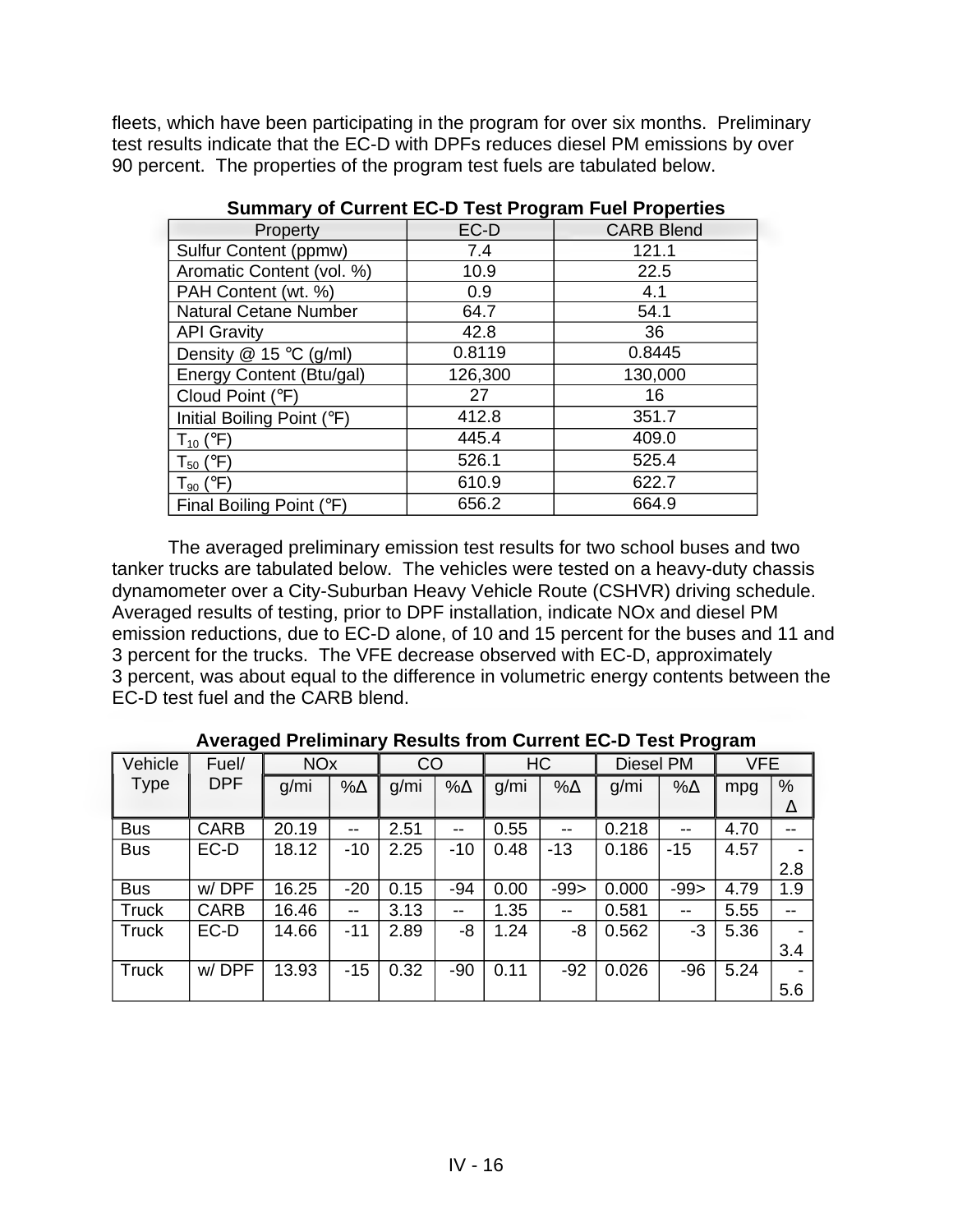fleets, which have been participating in the program for over six months. Preliminary test results indicate that the EC-D with DPFs reduces diesel PM emissions by over 90 percent. The properties of the program test fuels are tabulated below.

**Summary of Current EC-D Test Program Fuel Properties**

| Property | EC-D | CARB Blend |
|---|---|---|
| Sulfur Content (ppmw) | 7.4 | 121.1 |
| Aromatic Content (vol. %) | 10.9 | 22.5 |
| PAH Content (wt. %) | 0.9 | 4.1 |
| Natural Cetane Number | 64.7 | 54.1 |
| API Gravity | 42.8 | 36 |
| Density @ 15 °C (g/ml) | 0.8119 | 0.8445 |
| Energy Content (Btu/gal) | 126,300 | 130,000 |
| Cloud Point (°F) | 27 | 16 |
| Initial Boiling Point (°F) | 412.8 | 351.7 |
| $T_{10}$ (°F) | 445.4 | 409.0 |
| $T_{50}$ (°F) | 526.1 | 525.4 |
| $T_{90}$ (°F) | 610.9 | 622.7 |
| Final Boiling Point (°F) | 656.2 | 664.9 |

The averaged preliminary emission test results for two school buses and two tanker trucks are tabulated below. The vehicles were tested on a heavy-duty chassis dynamometer over a City-Suburban Heavy Vehicle Route (CSHVR) driving schedule. Averaged results of testing, prior to DPF installation, indicate NOx and diesel PM emission reductions, due to EC-D alone, of 10 and 15 percent for the buses and 11 and 3 percent for the trucks. The VFE decrease observed with EC-D, approximately 3 percent, was about equal to the difference in volumetric energy contents between the EC-D test fuel and the CARB blend.

**Averaged Preliminary Results from Current EC-D Test Program**

| Vehicle Type | Fuel/ DPF | NOx | | CO | | HC | | Diesel PM | | VFE | |
|---|---|---|---|---|---|---|---|---|---|---|---|
| | | g/mi | %Δ | g/mi | %Δ | g/mi | %Δ | g/mi | %Δ | mpg | %Δ |
| Bus | CARB | 20.19 | -- | 2.51 | -- | 0.55 | -- | 0.218 | -- | 4.70 | -- |
| Bus | EC-D | 18.12 | -10 | 2.25 | -10 | 0.48 | -13 | 0.186 | -15 | 4.57 | -2.8 |
| Bus | w/ DPF | 16.25 | -20 | 0.15 | -94 | 0.00 | -99> | 0.000 | -99> | 4.79 | 1.9 |
| Truck | CARB | 16.46 | -- | 3.13 | -- | 1.35 | -- | 0.581 | -- | 5.55 | -- |
| Truck | EC-D | 14.66 | -11 | 2.89 | -8 | 1.24 | -8 | 0.562 | -3 | 5.36 | -3.4 |
| Truck | w/ DPF | 13.93 | -15 | 0.32 | -90 | 0.11 | -92 | 0.026 | -96 | 5.24 | -5.6 |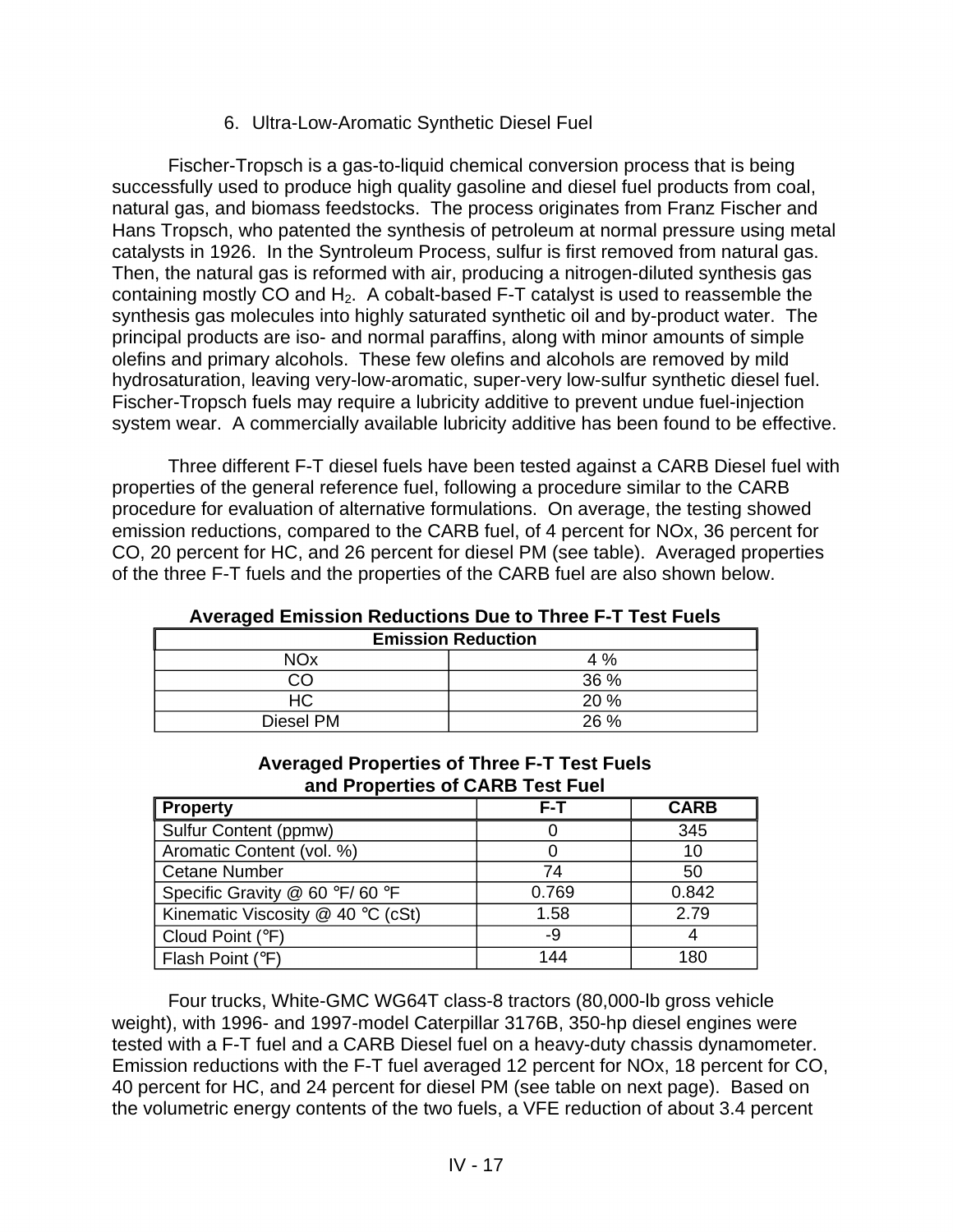### 6. Ultra-Low-Aromatic Synthetic Diesel Fuel

Fischer-Tropsch is a gas-to-liquid chemical conversion process that is being successfully used to produce high quality gasoline and diesel fuel products from coal, natural gas, and biomass feedstocks. The process originates from Franz Fischer and Hans Tropsch, who patented the synthesis of petroleum at normal pressure using metal catalysts in 1926. In the Syntroleum Process, sulfur is first removed from natural gas. Then, the natural gas is reformed with air, producing a nitrogen-diluted synthesis gas containing mostly CO and $H_2$. A cobalt-based F-T catalyst is used to reassemble the synthesis gas molecules into highly saturated synthetic oil and by-product water. The principal products are iso- and normal paraffins, along with minor amounts of simple olefins and primary alcohols. These few olefins and alcohols are removed by mild hydrosaturation, leaving very-low-aromatic, super-very low-sulfur synthetic diesel fuel. Fischer-Tropsch fuels may require a lubricity additive to prevent undue fuel-injection system wear. A commercially available lubricity additive has been found to be effective.

Three different F-T diesel fuels have been tested against a CARB Diesel fuel with properties of the general reference fuel, following a procedure similar to the CARB procedure for evaluation of alternative formulations. On average, the testing showed emission reductions, compared to the CARB fuel, of 4 percent for NOx, 36 percent for CO, 20 percent for HC, and 26 percent for diesel PM (see table). Averaged properties of the three F-T fuels and the properties of the CARB fuel are also shown below.

**Averaged Emission Reductions Due to Three F-T Test Fuels**

| Emission Reduction | |
|---|---|
| NOx | 4 % |
| CO | 36 % |
| HC | 20 % |
| Diesel PM | 26 % |

**Averaged Properties of Three F-T Test Fuels and Properties of CARB Test Fuel**

| Property | F-T | CARB |
|---|---|---|
| Sulfur Content (ppmw) | 0 | 345 |
| Aromatic Content (vol. %) | 0 | 10 |
| Cetane Number | 74 | 50 |
| Specific Gravity @ 60 °F/ 60 °F | 0.769 | 0.842 |
| Kinematic Viscosity @ 40 °C (cSt) | 1.58 | 2.79 |
| Cloud Point (°F) | -9 | 4 |
| Flash Point (°F) | 144 | 180 |

Four trucks, White-GMC WG64T class-8 tractors (80,000-lb gross vehicle weight), with 1996- and 1997-model Caterpillar 3176B, 350-hp diesel engines were tested with a F-T fuel and a CARB Diesel fuel on a heavy-duty chassis dynamometer. Emission reductions with the F-T fuel averaged 12 percent for NOx, 18 percent for CO, 40 percent for HC, and 24 percent for diesel PM (see table on next page). Based on the volumetric energy contents of the two fuels, a VFE reduction of about 3.4 percent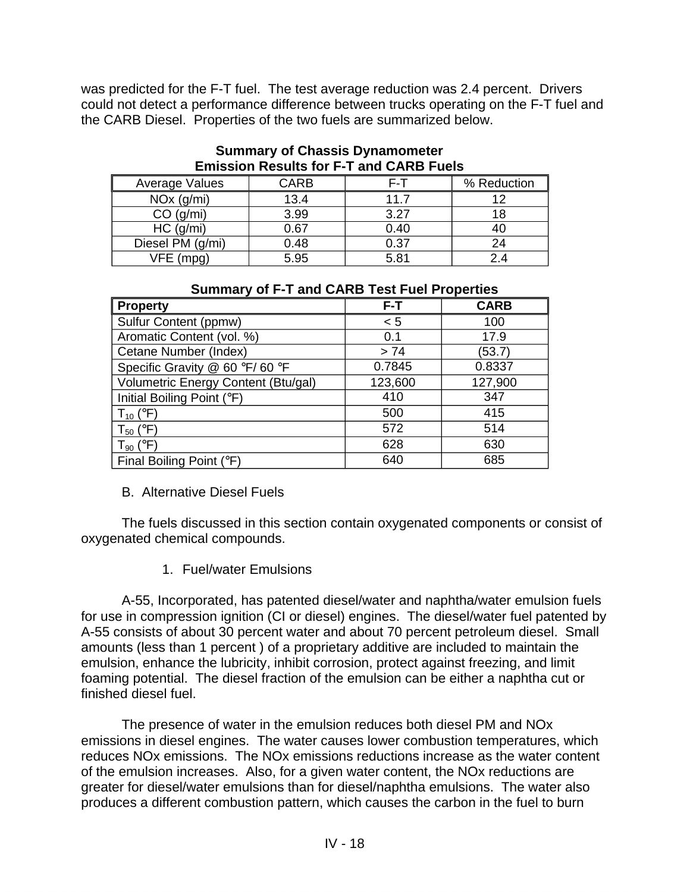was predicted for the F-T fuel. The test average reduction was 2.4 percent. Drivers could not detect a performance difference between trucks operating on the F-T fuel and the CARB Diesel. Properties of the two fuels are summarized below.

**Summary of Chassis Dynamometer Emission Results for F-T and CARB Fuels**

| Average Values | CARB | F-T | % Reduction |
|---|---|---|---|
| NOx (g/mi) | 13.4 | 11.7 | 12 |
| CO (g/mi) | 3.99 | 3.27 | 18 |
| HC (g/mi) | 0.67 | 0.40 | 40 |
| Diesel PM (g/mi) | 0.48 | 0.37 | 24 |
| VFE (mpg) | 5.95 | 5.81 | 2.4 |

**Summary of F-T and CARB Test Fuel Properties**

| Property | F-T | CARB |
|---|---|---|
| Sulfur Content (ppmw) | < 5 | 100 |
| Aromatic Content (vol. %) | 0.1 | 17.9 |
| Cetane Number (Index) | > 74 | (53.7) |
| Specific Gravity @ 60 °F/ 60 °F | 0.7845 | 0.8337 |
| Volumetric Energy Content (Btu/gal) | 123,600 | 127,900 |
| Initial Boiling Point (°F) | 410 | 347 |
| $T_{10}$ (°F) | 500 | 415 |
| $T_{50}$ (°F) | 572 | 514 |
| $T_{90}$ (°F) | 628 | 630 |
| Final Boiling Point (°F) | 640 | 685 |

B. Alternative Diesel Fuels

The fuels discussed in this section contain oxygenated components or consist of oxygenated chemical compounds.

1. Fuel/water Emulsions

A-55, Incorporated, has patented diesel/water and naphtha/water emulsion fuels for use in compression ignition (CI or diesel) engines. The diesel/water fuel patented by A-55 consists of about 30 percent water and about 70 percent petroleum diesel. Small amounts (less than 1 percent ) of a proprietary additive are included to maintain the emulsion, enhance the lubricity, inhibit corrosion, protect against freezing, and limit foaming potential. The diesel fraction of the emulsion can be either a naphtha cut or finished diesel fuel.

The presence of water in the emulsion reduces both diesel PM and NOx emissions in diesel engines. The water causes lower combustion temperatures, which reduces NOx emissions. The NOx emissions reductions increase as the water content of the emulsion increases. Also, for a given water content, the NOx reductions are greater for diesel/water emulsions than for diesel/naphtha emulsions. The water also produces a different combustion pattern, which causes the carbon in the fuel to burn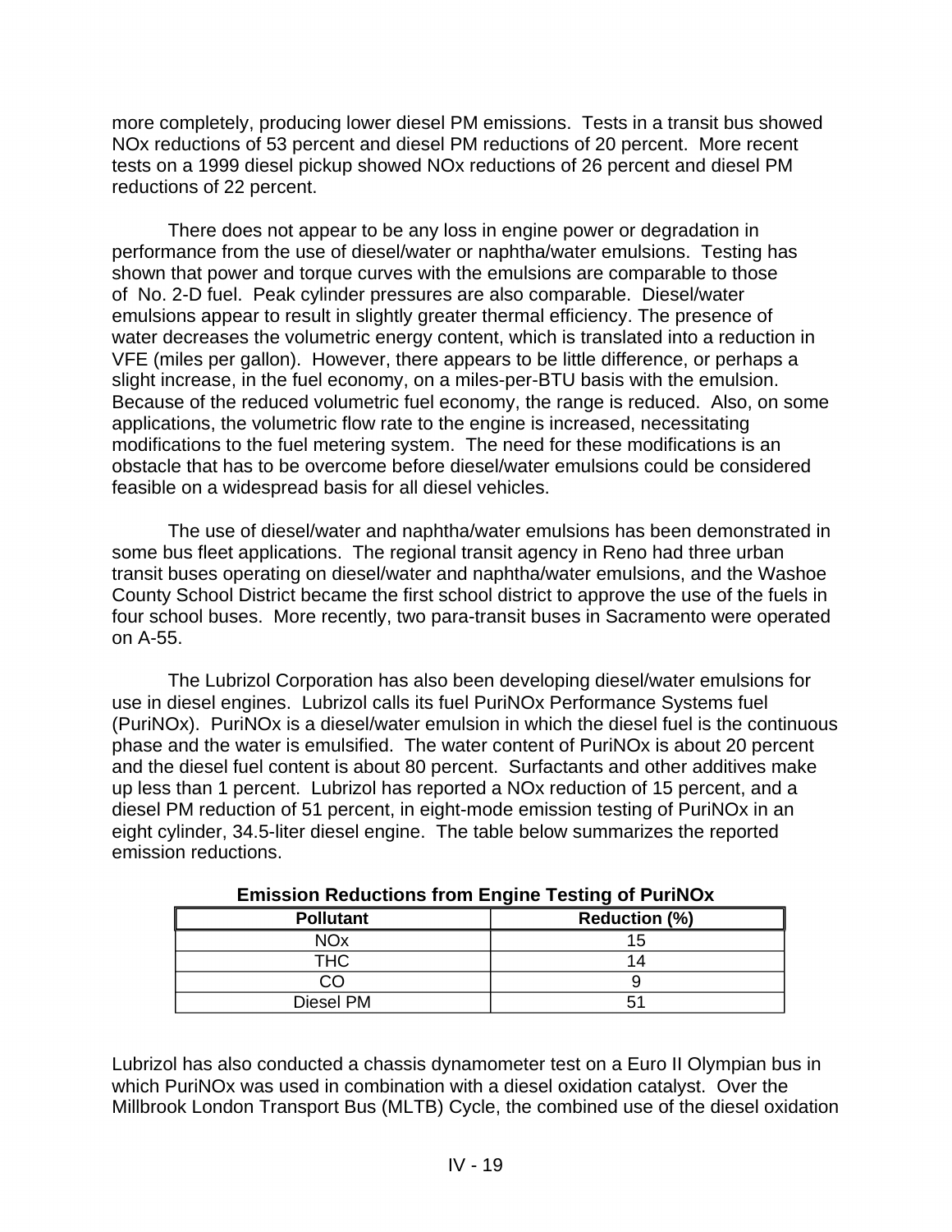more completely, producing lower diesel PM emissions. Tests in a transit bus showed NOx reductions of 53 percent and diesel PM reductions of 20 percent. More recent tests on a 1999 diesel pickup showed NOx reductions of 26 percent and diesel PM reductions of 22 percent.

There does not appear to be any loss in engine power or degradation in performance from the use of diesel/water or naphtha/water emulsions. Testing has shown that power and torque curves with the emulsions are comparable to those of No. 2-D fuel. Peak cylinder pressures are also comparable. Diesel/water emulsions appear to result in slightly greater thermal efficiency. The presence of water decreases the volumetric energy content, which is translated into a reduction in VFE (miles per gallon). However, there appears to be little difference, or perhaps a slight increase, in the fuel economy, on a miles-per-BTU basis with the emulsion. Because of the reduced volumetric fuel economy, the range is reduced. Also, on some applications, the volumetric flow rate to the engine is increased, necessitating modifications to the fuel metering system. The need for these modifications is an obstacle that has to be overcome before diesel/water emulsions could be considered feasible on a widespread basis for all diesel vehicles.

The use of diesel/water and naphtha/water emulsions has been demonstrated in some bus fleet applications. The regional transit agency in Reno had three urban transit buses operating on diesel/water and naphtha/water emulsions, and the Washoe County School District became the first school district to approve the use of the fuels in four school buses. More recently, two para-transit buses in Sacramento were operated on A-55.

The Lubrizol Corporation has also been developing diesel/water emulsions for use in diesel engines. Lubrizol calls its fuel PuriNOx Performance Systems fuel (PuriNOx). PuriNOx is a diesel/water emulsion in which the diesel fuel is the continuous phase and the water is emulsified. The water content of PuriNOx is about 20 percent and the diesel fuel content is about 80 percent. Surfactants and other additives make up less than 1 percent. Lubrizol has reported a NOx reduction of 15 percent, and a diesel PM reduction of 51 percent, in eight-mode emission testing of PuriNOx in an eight cylinder, 34.5-liter diesel engine. The table below summarizes the reported emission reductions.

**Emission Reductions from Engine Testing of PuriNOx**

| Pollutant | Reduction (%) |
|---|---|
| NOx | 15 |
| THC | 14 |
| CO | 9 |
| Diesel PM | 51 |

Lubrizol has also conducted a chassis dynamometer test on a Euro II Olympian bus in which PuriNOx was used in combination with a diesel oxidation catalyst. Over the Millbrook London Transport Bus (MLTB) Cycle, the combined use of the diesel oxidation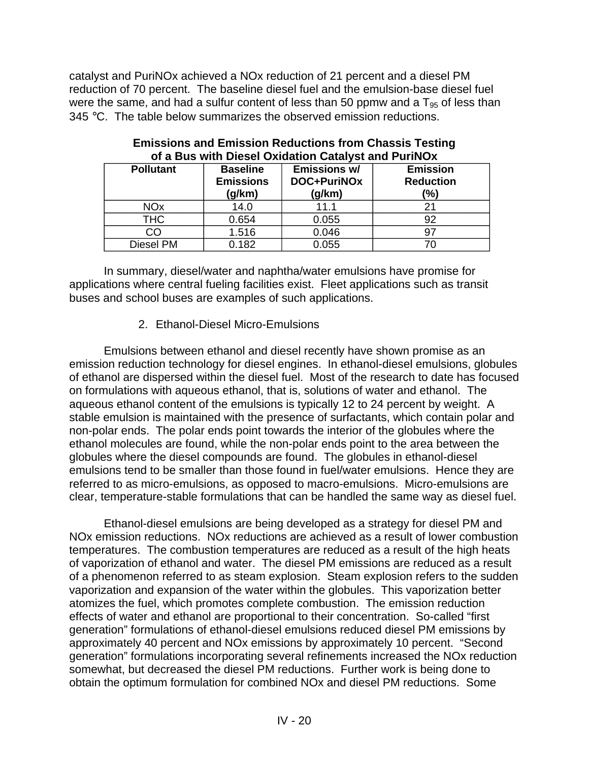catalyst and PuriNOx achieved a NOx reduction of 21 percent and a diesel PM reduction of 70 percent. The baseline diesel fuel and the emulsion-base diesel fuel were the same, and had a sulfur content of less than 50 ppmw and a $T_{95}$ of less than 345 °C. The table below summarizes the observed emission reductions.

**Emissions and Emission Reductions from Chassis Testing of a Bus with Diesel Oxidation Catalyst and PuriNOx**

| Pollutant | Baseline Emissions (g/km) | Emissions w/ DOC+PuriNOx (g/km) | Emission Reduction (%) |
|---|---|---|---|
| NOx | 14.0 | 11.1 | 21 |
| THC | 0.654 | 0.055 | 92 |
| CO | 1.516 | 0.046 | 97 |
| Diesel PM | 0.182 | 0.055 | 70 |

In summary, diesel/water and naphtha/water emulsions have promise for applications where central fueling facilities exist. Fleet applications such as transit buses and school buses are examples of such applications.

2. Ethanol-Diesel Micro-Emulsions

Emulsions between ethanol and diesel recently have shown promise as an emission reduction technology for diesel engines. In ethanol-diesel emulsions, globules of ethanol are dispersed within the diesel fuel. Most of the research to date has focused on formulations with aqueous ethanol, that is, solutions of water and ethanol. The aqueous ethanol content of the emulsions is typically 12 to 24 percent by weight. A stable emulsion is maintained with the presence of surfactants, which contain polar and non-polar ends. The polar ends point towards the interior of the globules where the ethanol molecules are found, while the non-polar ends point to the area between the globules where the diesel compounds are found. The globules in ethanol-diesel emulsions tend to be smaller than those found in fuel/water emulsions. Hence they are referred to as micro-emulsions, as opposed to macro-emulsions. Micro-emulsions are clear, temperature-stable formulations that can be handled the same way as diesel fuel.

Ethanol-diesel emulsions are being developed as a strategy for diesel PM and NOx emission reductions. NOx reductions are achieved as a result of lower combustion temperatures. The combustion temperatures are reduced as a result of the high heats of vaporization of ethanol and water. The diesel PM emissions are reduced as a result of a phenomenon referred to as steam explosion. Steam explosion refers to the sudden vaporization and expansion of the water within the globules. This vaporization better atomizes the fuel, which promotes complete combustion. The emission reduction effects of water and ethanol are proportional to their concentration. So-called "first generation" formulations of ethanol-diesel emulsions reduced diesel PM emissions by approximately 40 percent and NOx emissions by approximately 10 percent. "Second generation" formulations incorporating several refinements increased the NOx reduction somewhat, but decreased the diesel PM reductions. Further work is being done to obtain the optimum formulation for combined NOx and diesel PM reductions. Some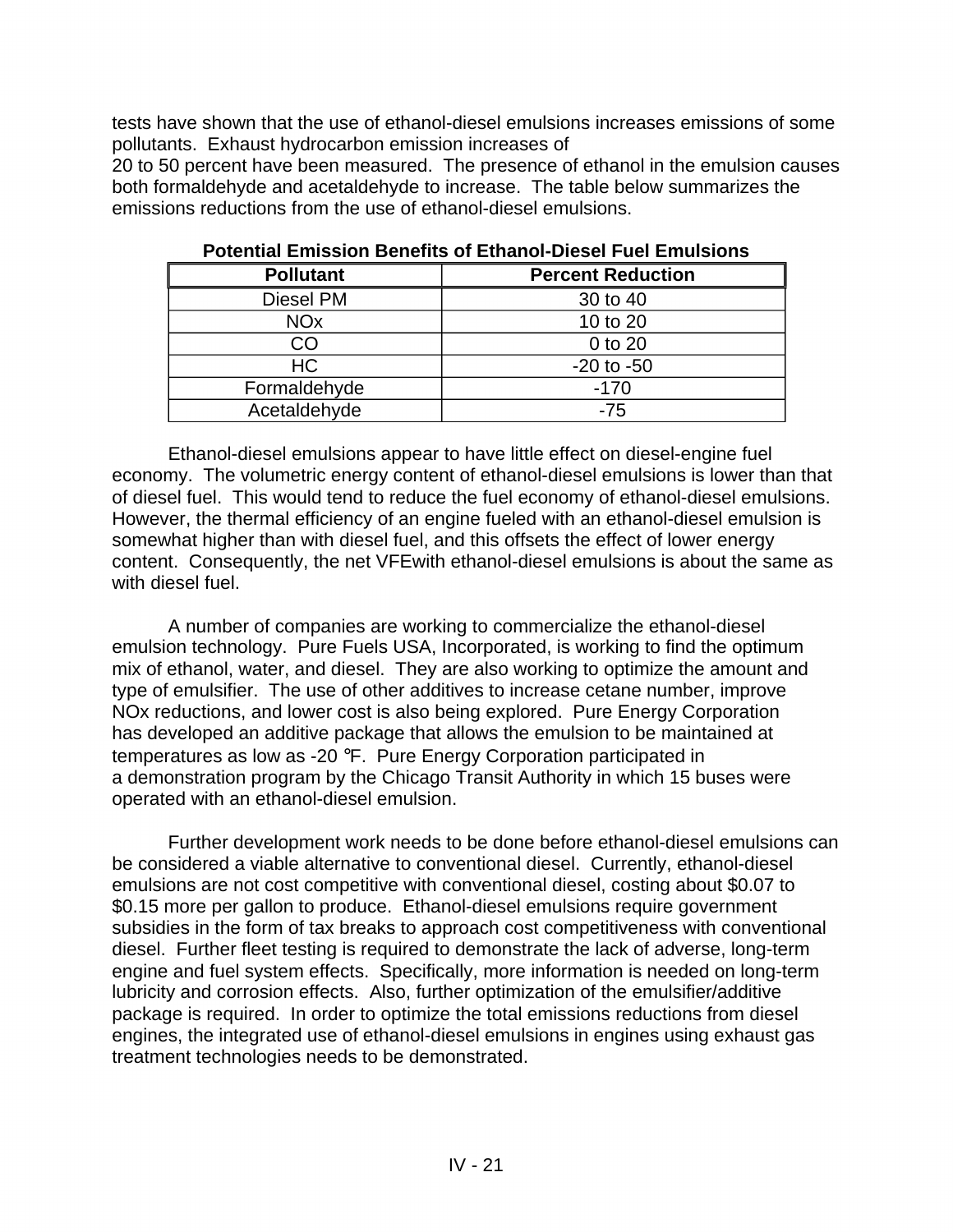tests have shown that the use of ethanol-diesel emulsions increases emissions of some pollutants. Exhaust hydrocarbon emission increases of 20 to 50 percent have been measured. The presence of ethanol in the emulsion causes both formaldehyde and acetaldehyde to increase. The table below summarizes the emissions reductions from the use of ethanol-diesel emulsions.

**Potential Emission Benefits of Ethanol-Diesel Fuel Emulsions**

| Pollutant | Percent Reduction |
|---|---|
| Diesel PM | 30 to 40 |
| NOx | 10 to 20 |
| CO | 0 to 20 |
| HC | -20 to -50 |
| Formaldehyde | -170 |
| Acetaldehyde | -75 |

Ethanol-diesel emulsions appear to have little effect on diesel-engine fuel economy. The volumetric energy content of ethanol-diesel emulsions is lower than that of diesel fuel. This would tend to reduce the fuel economy of ethanol-diesel emulsions. However, the thermal efficiency of an engine fueled with an ethanol-diesel emulsion is somewhat higher than with diesel fuel, and this offsets the effect of lower energy content. Consequently, the net VFEwith ethanol-diesel emulsions is about the same as with diesel fuel.

A number of companies are working to commercialize the ethanol-diesel emulsion technology. Pure Fuels USA, Incorporated, is working to find the optimum mix of ethanol, water, and diesel. They are also working to optimize the amount and type of emulsifier. The use of other additives to increase cetane number, improve NOx reductions, and lower cost is also being explored. Pure Energy Corporation has developed an additive package that allows the emulsion to be maintained at temperatures as low as -20 °F. Pure Energy Corporation participated in a demonstration program by the Chicago Transit Authority in which 15 buses were operated with an ethanol-diesel emulsion.

Further development work needs to be done before ethanol-diesel emulsions can be considered a viable alternative to conventional diesel. Currently, ethanol-diesel emulsions are not cost competitive with conventional diesel, costing about $0.07 to $0.15 more per gallon to produce. Ethanol-diesel emulsions require government subsidies in the form of tax breaks to approach cost competitiveness with conventional diesel. Further fleet testing is required to demonstrate the lack of adverse, long-term engine and fuel system effects. Specifically, more information is needed on long-term lubricity and corrosion effects. Also, further optimization of the emulsifier/additive package is required. In order to optimize the total emissions reductions from diesel engines, the integrated use of ethanol-diesel emulsions in engines using exhaust gas treatment technologies needs to be demonstrated.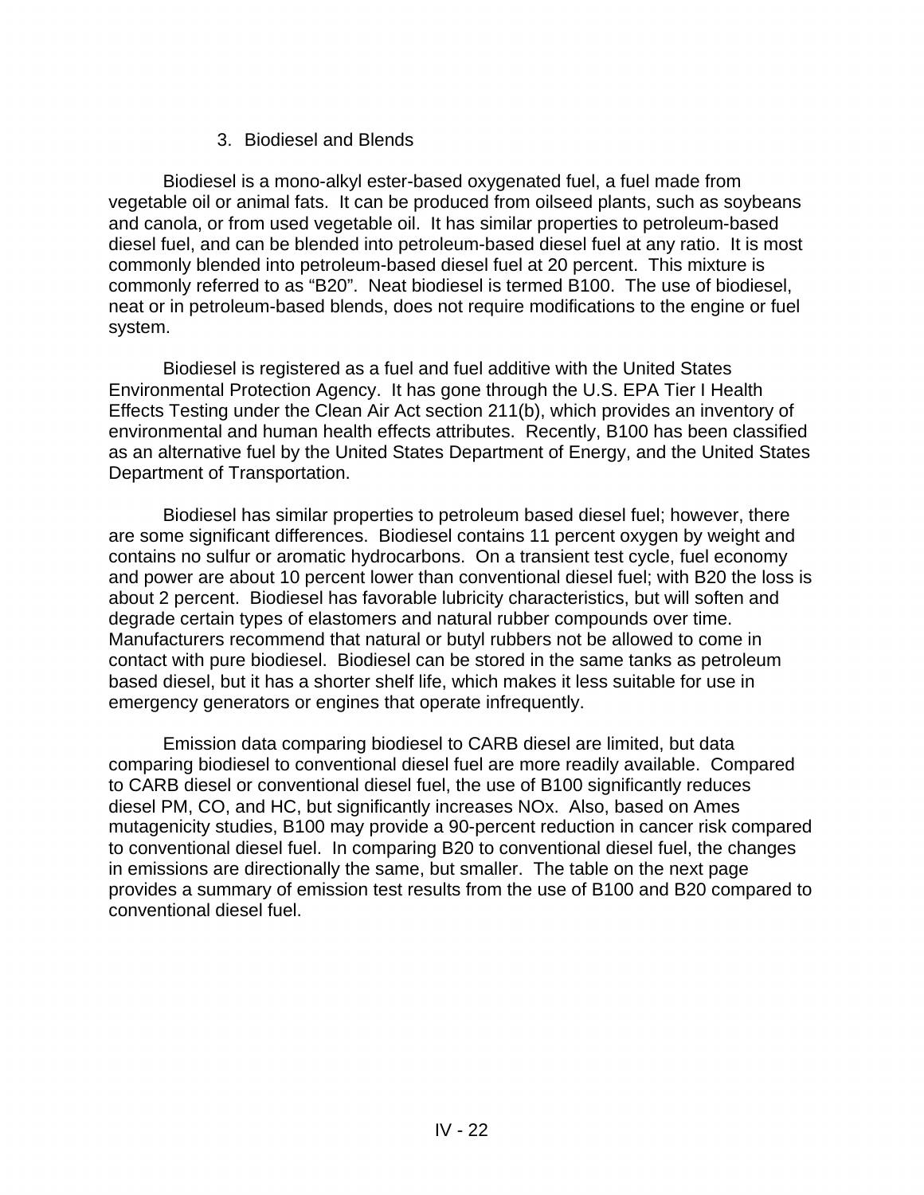### 3. Biodiesel and Blends

Biodiesel is a mono-alkyl ester-based oxygenated fuel, a fuel made from vegetable oil or animal fats. It can be produced from oilseed plants, such as soybeans and canola, or from used vegetable oil. It has similar properties to petroleum-based diesel fuel, and can be blended into petroleum-based diesel fuel at any ratio. It is most commonly blended into petroleum-based diesel fuel at 20 percent. This mixture is commonly referred to as "B20". Neat biodiesel is termed B100. The use of biodiesel, neat or in petroleum-based blends, does not require modifications to the engine or fuel system.

Biodiesel is registered as a fuel and fuel additive with the United States Environmental Protection Agency. It has gone through the U.S. EPA Tier I Health Effects Testing under the Clean Air Act section 211(b), which provides an inventory of environmental and human health effects attributes. Recently, B100 has been classified as an alternative fuel by the United States Department of Energy, and the United States Department of Transportation.

Biodiesel has similar properties to petroleum based diesel fuel; however, there are some significant differences. Biodiesel contains 11 percent oxygen by weight and contains no sulfur or aromatic hydrocarbons. On a transient test cycle, fuel economy and power are about 10 percent lower than conventional diesel fuel; with B20 the loss is about 2 percent. Biodiesel has favorable lubricity characteristics, but will soften and degrade certain types of elastomers and natural rubber compounds over time. Manufacturers recommend that natural or butyl rubbers not be allowed to come in contact with pure biodiesel. Biodiesel can be stored in the same tanks as petroleum based diesel, but it has a shorter shelf life, which makes it less suitable for use in emergency generators or engines that operate infrequently.

Emission data comparing biodiesel to CARB diesel are limited, but data comparing biodiesel to conventional diesel fuel are more readily available. Compared to CARB diesel or conventional diesel fuel, the use of B100 significantly reduces diesel PM, CO, and HC, but significantly increases NOx. Also, based on Ames mutagenicity studies, B100 may provide a 90-percent reduction in cancer risk compared to conventional diesel fuel. In comparing B20 to conventional diesel fuel, the changes in emissions are directionally the same, but smaller. The table on the next page provides a summary of emission test results from the use of B100 and B20 compared to conventional diesel fuel.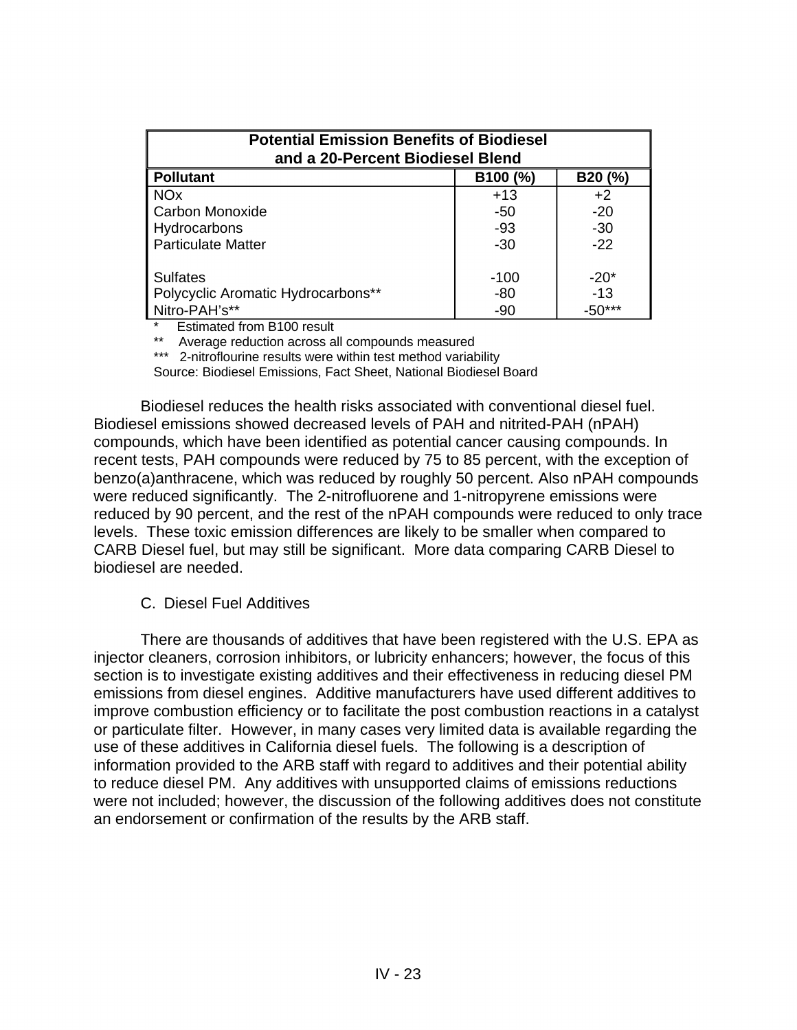| Potential Emission Benefits of Biodiesel and a 20-Percent Biodiesel Blend | | |
|---|---|---|
| **Pollutant** | **B100 (%)** | **B20 (%)** |
| NOx | +13 | +2 |
| Carbon Monoxide | -50 | -20 |
| Hydrocarbons | -93 | -30 |
| Particulate Matter | -30 | -22 |
| Sulfates | -100 | -20* |
| Polycyclic Aromatic Hydrocarbons** | -80 | -13 |
| Nitro-PAH's** | -90 | -50*** |

\* Estimated from B100 result

** Average reduction across all compounds measured

*** 2-nitroflourine results were within test method variability

Source: Biodiesel Emissions, Fact Sheet, National Biodiesel Board

Biodiesel reduces the health risks associated with conventional diesel fuel. Biodiesel emissions showed decreased levels of PAH and nitrited-PAH (nPAH) compounds, which have been identified as potential cancer causing compounds. In recent tests, PAH compounds were reduced by 75 to 85 percent, with the exception of benzo(a)anthracene, which was reduced by roughly 50 percent. Also nPAH compounds were reduced significantly. The 2-nitrofluorene and 1-nitropyrene emissions were reduced by 90 percent, and the rest of the nPAH compounds were reduced to only trace levels. These toxic emission differences are likely to be smaller when compared to CARB Diesel fuel, but may still be significant. More data comparing CARB Diesel to biodiesel are needed.

### C. Diesel Fuel Additives

There are thousands of additives that have been registered with the U.S. EPA as injector cleaners, corrosion inhibitors, or lubricity enhancers; however, the focus of this section is to investigate existing additives and their effectiveness in reducing diesel PM emissions from diesel engines. Additive manufacturers have used different additives to improve combustion efficiency or to facilitate the post combustion reactions in a catalyst or particulate filter. However, in many cases very limited data is available regarding the use of these additives in California diesel fuels. The following is a description of information provided to the ARB staff with regard to additives and their potential ability to reduce diesel PM. Any additives with unsupported claims of emissions reductions were not included; however, the discussion of the following additives does not constitute an endorsement or confirmation of the results by the ARB staff.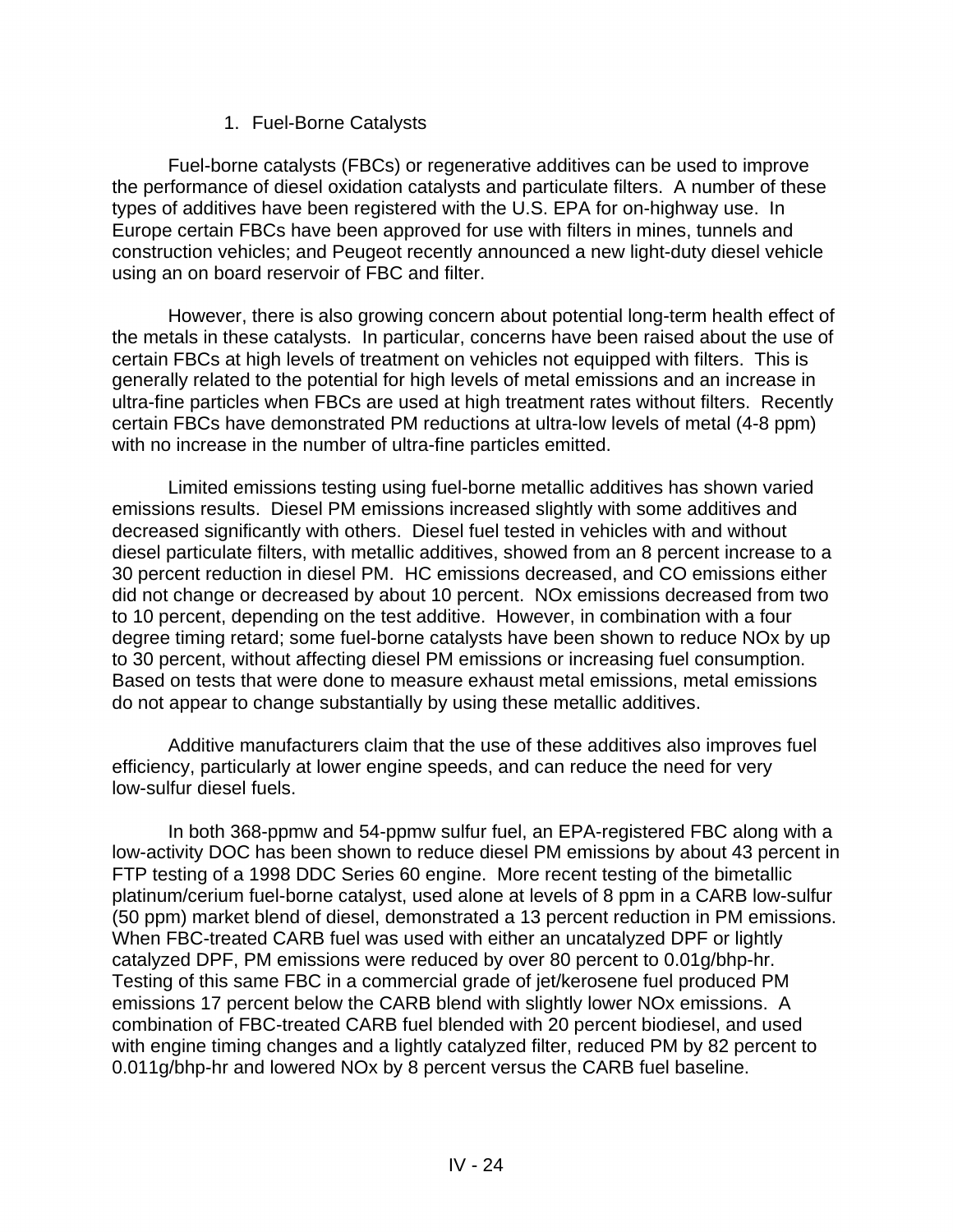### 1. Fuel-Borne Catalysts

Fuel-borne catalysts (FBCs) or regenerative additives can be used to improve the performance of diesel oxidation catalysts and particulate filters. A number of these types of additives have been registered with the U.S. EPA for on-highway use. In Europe certain FBCs have been approved for use with filters in mines, tunnels and construction vehicles; and Peugeot recently announced a new light-duty diesel vehicle using an on board reservoir of FBC and filter.

However, there is also growing concern about potential long-term health effect of the metals in these catalysts. In particular, concerns have been raised about the use of certain FBCs at high levels of treatment on vehicles not equipped with filters. This is generally related to the potential for high levels of metal emissions and an increase in ultra-fine particles when FBCs are used at high treatment rates without filters. Recently certain FBCs have demonstrated PM reductions at ultra-low levels of metal (4-8 ppm) with no increase in the number of ultra-fine particles emitted.

Limited emissions testing using fuel-borne metallic additives has shown varied emissions results. Diesel PM emissions increased slightly with some additives and decreased significantly with others. Diesel fuel tested in vehicles with and without diesel particulate filters, with metallic additives, showed from an 8 percent increase to a 30 percent reduction in diesel PM. HC emissions decreased, and CO emissions either did not change or decreased by about 10 percent. NOx emissions decreased from two to 10 percent, depending on the test additive. However, in combination with a four degree timing retard; some fuel-borne catalysts have been shown to reduce NOx by up to 30 percent, without affecting diesel PM emissions or increasing fuel consumption. Based on tests that were done to measure exhaust metal emissions, metal emissions do not appear to change substantially by using these metallic additives.

Additive manufacturers claim that the use of these additives also improves fuel efficiency, particularly at lower engine speeds, and can reduce the need for very low-sulfur diesel fuels.

In both 368-ppmw and 54-ppmw sulfur fuel, an EPA-registered FBC along with a low-activity DOC has been shown to reduce diesel PM emissions by about 43 percent in FTP testing of a 1998 DDC Series 60 engine. More recent testing of the bimetallic platinum/cerium fuel-borne catalyst, used alone at levels of 8 ppm in a CARB low-sulfur (50 ppm) market blend of diesel, demonstrated a 13 percent reduction in PM emissions. When FBC-treated CARB fuel was used with either an uncatalyzed DPF or lightly catalyzed DPF, PM emissions were reduced by over 80 percent to 0.01g/bhp-hr. Testing of this same FBC in a commercial grade of jet/kerosene fuel produced PM emissions 17 percent below the CARB blend with slightly lower NOx emissions. A combination of FBC-treated CARB fuel blended with 20 percent biodiesel, and used with engine timing changes and a lightly catalyzed filter, reduced PM by 82 percent to 0.011g/bhp-hr and lowered NOx by 8 percent versus the CARB fuel baseline.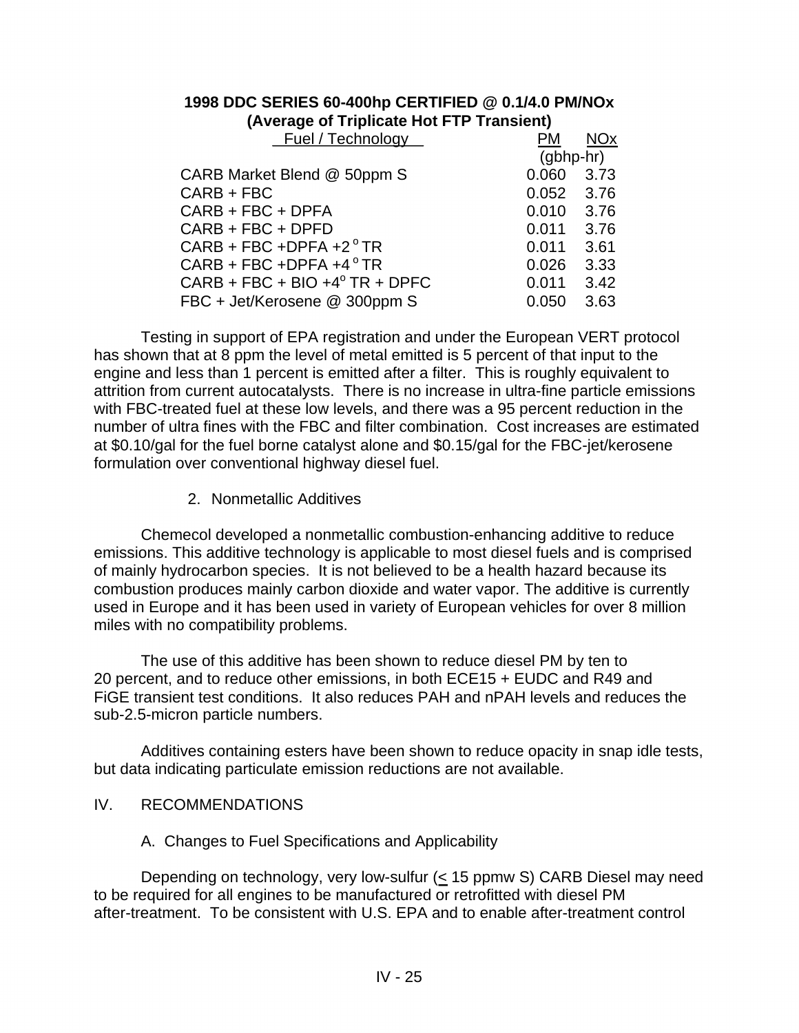**1998 DDC SERIES 60-400hp CERTIFIED @ 0.1/4.0 PM/NOx**
**(Average of Triplicate Hot FTP Transient)**

| Fuel / Technology | PM | NOx |
|---|---|---|
| | (gbhp-hr) | |
| CARB Market Blend @ 50ppm S | 0.060 | 3.73 |
| CARB + FBC | 0.052 | 3.76 |
| CARB + FBC + DPFA | 0.010 | 3.76 |
| CARB + FBC + DPFD | 0.011 | 3.76 |
| CARB + FBC +DPFA +2 °TR | 0.011 | 3.61 |
| CARB + FBC +DPFA +4 °TR | 0.026 | 3.33 |
| CARB + FBC + BIO +4° TR + DPFC | 0.011 | 3.42 |
| FBC + Jet/Kerosene @ 300ppm S | 0.050 | 3.63 |

Testing in support of EPA registration and under the European VERT protocol has shown that at 8 ppm the level of metal emitted is 5 percent of that input to the engine and less than 1 percent is emitted after a filter. This is roughly equivalent to attrition from current autocatalysts. There is no increase in ultra-fine particle emissions with FBC-treated fuel at these low levels, and there was a 95 percent reduction in the number of ultra fines with the FBC and filter combination. Cost increases are estimated at $0.10/gal for the fuel borne catalyst alone and $0.15/gal for the FBC-jet/kerosene formulation over conventional highway diesel fuel.

2. Nonmetallic Additives

Chemecol developed a nonmetallic combustion-enhancing additive to reduce emissions. This additive technology is applicable to most diesel fuels and is comprised of mainly hydrocarbon species. It is not believed to be a health hazard because its combustion produces mainly carbon dioxide and water vapor. The additive is currently used in Europe and it has been used in variety of European vehicles for over 8 million miles with no compatibility problems.

The use of this additive has been shown to reduce diesel PM by ten to 20 percent, and to reduce other emissions, in both ECE15 + EUDC and R49 and FiGE transient test conditions. It also reduces PAH and nPAH levels and reduces the sub-2.5-micron particle numbers.

Additives containing esters have been shown to reduce opacity in snap idle tests, but data indicating particulate emission reductions are not available.

## IV. RECOMMENDATIONS

### A. Changes to Fuel Specifications and Applicability

Depending on technology, very low-sulfur ($\leq$ 15 ppmw S) CARB Diesel may need to be required for all engines to be manufactured or retrofitted with diesel PM after-treatment. To be consistent with U.S. EPA and to enable after-treatment control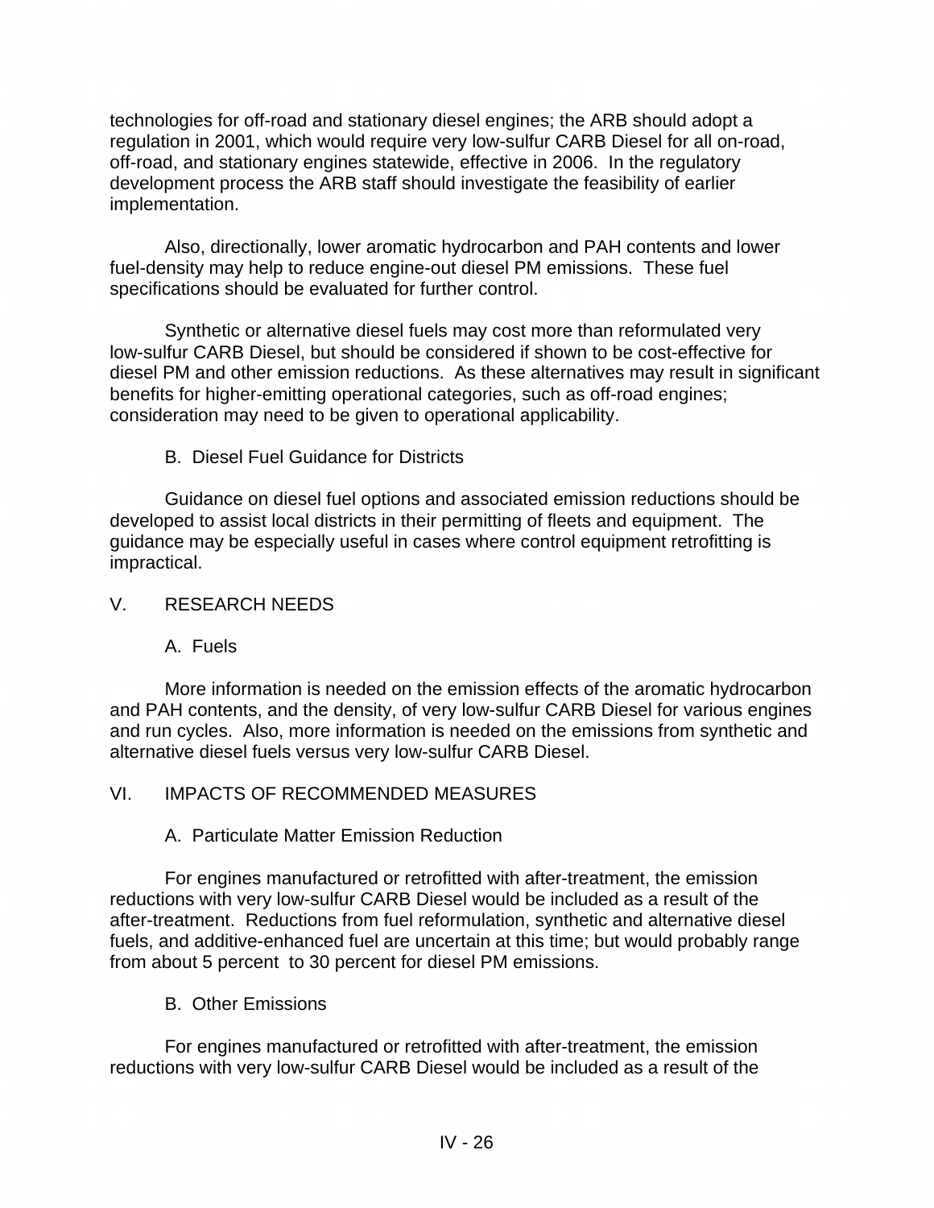technologies for off-road and stationary diesel engines; the ARB should adopt a regulation in 2001, which would require very low-sulfur CARB Diesel for all on-road, off-road, and stationary engines statewide, effective in 2006. In the regulatory development process the ARB staff should investigate the feasibility of earlier implementation.

Also, directionally, lower aromatic hydrocarbon and PAH contents and lower fuel-density may help to reduce engine-out diesel PM emissions. These fuel specifications should be evaluated for further control.

Synthetic or alternative diesel fuels may cost more than reformulated very low-sulfur CARB Diesel, but should be considered if shown to be cost-effective for diesel PM and other emission reductions. As these alternatives may result in significant benefits for higher-emitting operational categories, such as off-road engines; consideration may need to be given to operational applicability.

### B. Diesel Fuel Guidance for Districts

Guidance on diesel fuel options and associated emission reductions should be developed to assist local districts in their permitting of fleets and equipment. The guidance may be especially useful in cases where control equipment retrofitting is impractical.

## V. RESEARCH NEEDS

### A. Fuels

More information is needed on the emission effects of the aromatic hydrocarbon and PAH contents, and the density, of very low-sulfur CARB Diesel for various engines and run cycles. Also, more information is needed on the emissions from synthetic and alternative diesel fuels versus very low-sulfur CARB Diesel.

## VI. IMPACTS OF RECOMMENDED MEASURES

### A. Particulate Matter Emission Reduction

For engines manufactured or retrofitted with after-treatment, the emission reductions with very low-sulfur CARB Diesel would be included as a result of the after-treatment. Reductions from fuel reformulation, synthetic and alternative diesel fuels, and additive-enhanced fuel are uncertain at this time; but would probably range from about 5 percent to 30 percent for diesel PM emissions.

### B. Other Emissions

For engines manufactured or retrofitted with after-treatment, the emission reductions with very low-sulfur CARB Diesel would be included as a result of the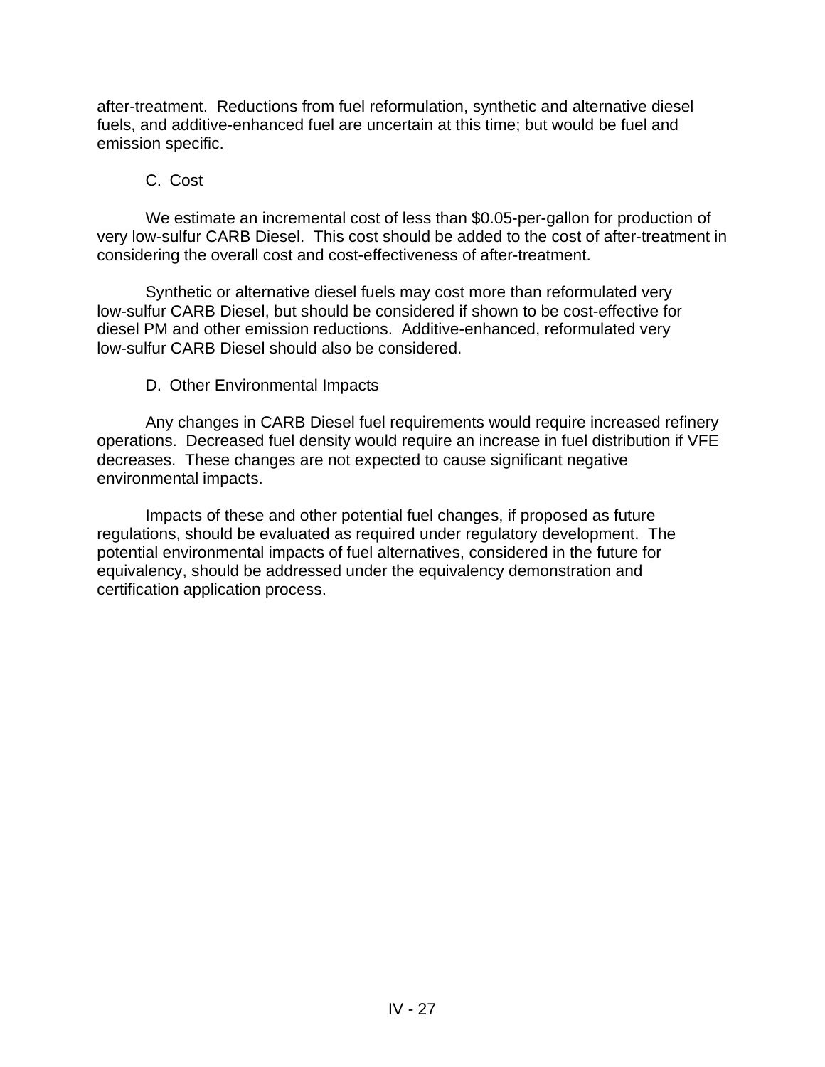after-treatment. Reductions from fuel reformulation, synthetic and alternative diesel fuels, and additive-enhanced fuel are uncertain at this time; but would be fuel and emission specific.

### C. Cost

We estimate an incremental cost of less than $0.05-per-gallon for production of very low-sulfur CARB Diesel. This cost should be added to the cost of after-treatment in considering the overall cost and cost-effectiveness of after-treatment.

Synthetic or alternative diesel fuels may cost more than reformulated very low-sulfur CARB Diesel, but should be considered if shown to be cost-effective for diesel PM and other emission reductions. Additive-enhanced, reformulated very low-sulfur CARB Diesel should also be considered.

### D. Other Environmental Impacts

Any changes in CARB Diesel fuel requirements would require increased refinery operations. Decreased fuel density would require an increase in fuel distribution if VFE decreases. These changes are not expected to cause significant negative environmental impacts.

Impacts of these and other potential fuel changes, if proposed as future regulations, should be evaluated as required under regulatory development. The potential environmental impacts of fuel alternatives, considered in the future for equivalency, should be addressed under the equivalency demonstration and certification application process.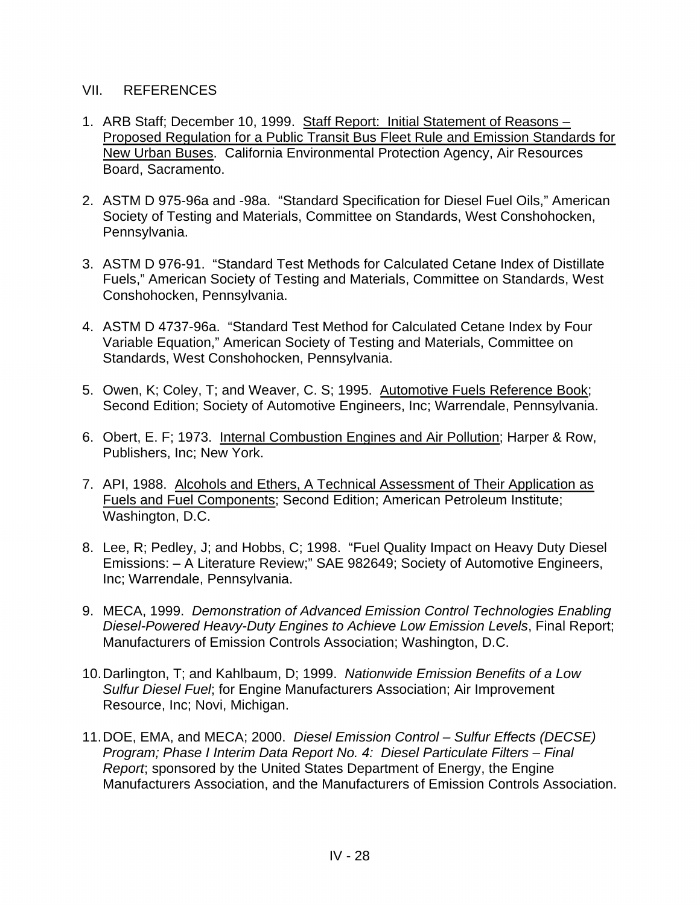## VII. REFERENCES

1. ARB Staff; December 10, 1999. Staff Report: Initial Statement of Reasons – Proposed Regulation for a Public Transit Bus Fleet Rule and Emission Standards for New Urban Buses. California Environmental Protection Agency, Air Resources Board, Sacramento.

2. ASTM D 975-96a and -98a. "Standard Specification for Diesel Fuel Oils," American Society of Testing and Materials, Committee on Standards, West Conshohocken, Pennsylvania.

3. ASTM D 976-91. "Standard Test Methods for Calculated Cetane Index of Distillate Fuels," American Society of Testing and Materials, Committee on Standards, West Conshohocken, Pennsylvania.

4. ASTM D 4737-96a. "Standard Test Method for Calculated Cetane Index by Four Variable Equation," American Society of Testing and Materials, Committee on Standards, West Conshohocken, Pennsylvania.

5. Owen, K; Coley, T; and Weaver, C. S; 1995. Automotive Fuels Reference Book; Second Edition; Society of Automotive Engineers, Inc; Warrendale, Pennsylvania.

6. Obert, E. F; 1973. Internal Combustion Engines and Air Pollution; Harper & Row, Publishers, Inc; New York.

7. API, 1988. Alcohols and Ethers, A Technical Assessment of Their Application as Fuels and Fuel Components; Second Edition; American Petroleum Institute; Washington, D.C.

8. Lee, R; Pedley, J; and Hobbs, C; 1998. "Fuel Quality Impact on Heavy Duty Diesel Emissions: – A Literature Review;" SAE 982649; Society of Automotive Engineers, Inc; Warrendale, Pennsylvania.

9. MECA, 1999. *Demonstration of Advanced Emission Control Technologies Enabling Diesel-Powered Heavy-Duty Engines to Achieve Low Emission Levels*, Final Report; Manufacturers of Emission Controls Association; Washington, D.C.

10. Darlington, T; and Kahlbaum, D; 1999. *Nationwide Emission Benefits of a Low Sulfur Diesel Fuel*; for Engine Manufacturers Association; Air Improvement Resource, Inc; Novi, Michigan.

11. DOE, EMA, and MECA; 2000. *Diesel Emission Control – Sulfur Effects (DECSE) Program; Phase I Interim Data Report No. 4: Diesel Particulate Filters – Final Report*; sponsored by the United States Department of Energy, the Engine Manufacturers Association, and the Manufacturers of Emission Controls Association.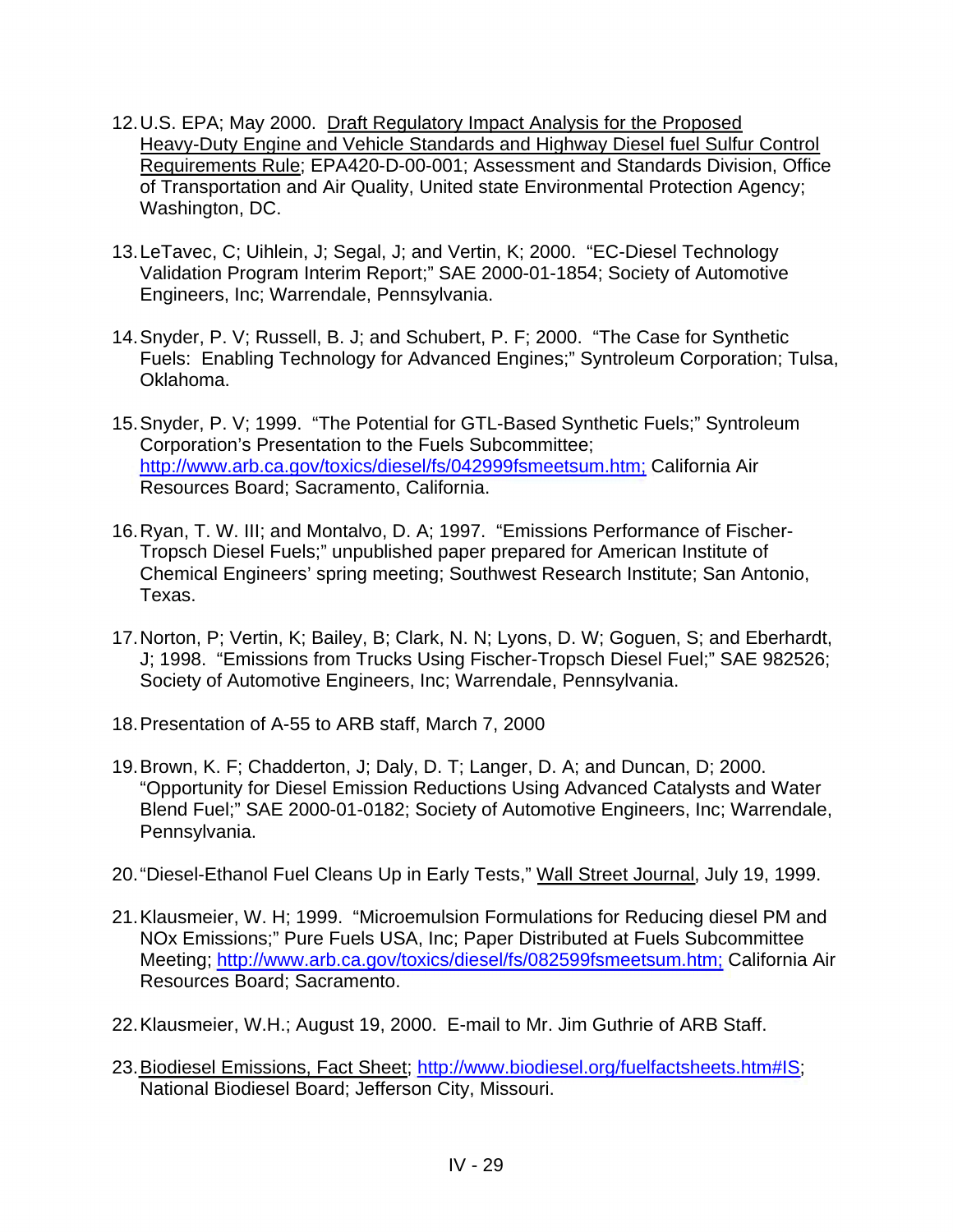12. U.S. EPA; May 2000. <u>Draft Regulatory Impact Analysis for the Proposed Heavy-Duty Engine and Vehicle Standards and Highway Diesel fuel Sulfur Control Requirements Rule</u>; EPA420-D-00-001; Assessment and Standards Division, Office of Transportation and Air Quality, United state Environmental Protection Agency; Washington, DC.

13. LeTavec, C; Uihlein, J; Segal, J; and Vertin, K; 2000. "EC-Diesel Technology Validation Program Interim Report;" SAE 2000-01-1854; Society of Automotive Engineers, Inc; Warrendale, Pennsylvania.

14. Snyder, P. V; Russell, B. J; and Schubert, P. F; 2000. "The Case for Synthetic Fuels: Enabling Technology for Advanced Engines;" Syntroleum Corporation; Tulsa, Oklahoma.

15. Snyder, P. V; 1999. "The Potential for GTL-Based Synthetic Fuels;" Syntroleum Corporation's Presentation to the Fuels Subcommittee; http://www.arb.ca.gov/toxics/diesel/fs/042999fsmeetsum.htm; California Air Resources Board; Sacramento, California.

16. Ryan, T. W. III; and Montalvo, D. A; 1997. "Emissions Performance of Fischer-Tropsch Diesel Fuels;" unpublished paper prepared for American Institute of Chemical Engineers' spring meeting; Southwest Research Institute; San Antonio, Texas.

17. Norton, P; Vertin, K; Bailey, B; Clark, N. N; Lyons, D. W; Goguen, S; and Eberhardt, J; 1998. "Emissions from Trucks Using Fischer-Tropsch Diesel Fuel;" SAE 982526; Society of Automotive Engineers, Inc; Warrendale, Pennsylvania.

18. Presentation of A-55 to ARB staff, March 7, 2000

19. Brown, K. F; Chadderton, J; Daly, D. T; Langer, D. A; and Duncan, D; 2000. "Opportunity for Diesel Emission Reductions Using Advanced Catalysts and Water Blend Fuel;" SAE 2000-01-0182; Society of Automotive Engineers, Inc; Warrendale, Pennsylvania.

20. "Diesel-Ethanol Fuel Cleans Up in Early Tests," <u>Wall Street Journal</u>, July 19, 1999.

21. Klausmeier, W. H; 1999. "Microemulsion Formulations for Reducing diesel PM and NOx Emissions;" Pure Fuels USA, Inc; Paper Distributed at Fuels Subcommittee Meeting; http://www.arb.ca.gov/toxics/diesel/fs/082599fsmeetsum.htm; California Air Resources Board; Sacramento.

22. Klausmeier, W.H.; August 19, 2000. E-mail to Mr. Jim Guthrie of ARB Staff.

23. <u>Biodiesel Emissions, Fact Sheet</u>; http://www.biodiesel.org/fuelfactsheets.htm#IS; National Biodiesel Board; Jefferson City, Missouri.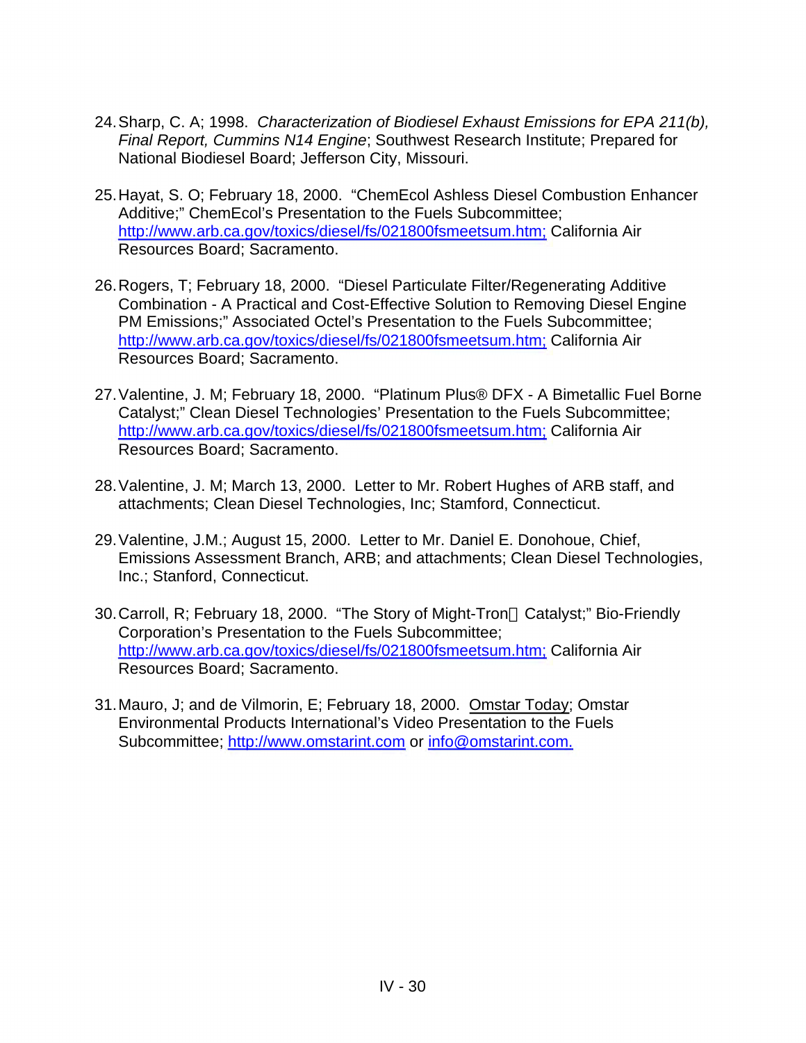24. Sharp, C. A; 1998. *Characterization of Biodiesel Exhaust Emissions for EPA 211(b), Final Report, Cummins N14 Engine*; Southwest Research Institute; Prepared for National Biodiesel Board; Jefferson City, Missouri.

25. Hayat, S. O; February 18, 2000. "ChemEcol Ashless Diesel Combustion Enhancer Additive;" ChemEcol's Presentation to the Fuels Subcommittee; http://www.arb.ca.gov/toxics/diesel/fs/021800fsmeetsum.htm; California Air Resources Board; Sacramento.

26. Rogers, T; February 18, 2000. "Diesel Particulate Filter/Regenerating Additive Combination - A Practical and Cost-Effective Solution to Removing Diesel Engine PM Emissions;" Associated Octel's Presentation to the Fuels Subcommittee; http://www.arb.ca.gov/toxics/diesel/fs/021800fsmeetsum.htm; California Air Resources Board; Sacramento.

27. Valentine, J. M; February 18, 2000. "Platinum Plus® DFX - A Bimetallic Fuel Borne Catalyst;" Clean Diesel Technologies' Presentation to the Fuels Subcommittee; http://www.arb.ca.gov/toxics/diesel/fs/021800fsmeetsum.htm; California Air Resources Board; Sacramento.

28. Valentine, J. M; March 13, 2000. Letter to Mr. Robert Hughes of ARB staff, and attachments; Clean Diesel Technologies, Inc; Stamford, Connecticut.

29. Valentine, J.M.; August 15, 2000. Letter to Mr. Daniel E. Donohoue, Chief, Emissions Assessment Branch, ARB; and attachments; Clean Diesel Technologies, Inc.; Stanford, Connecticut.

30. Carroll, R; February 18, 2000. "The Story of Might-Tron Catalyst;" Bio-Friendly Corporation's Presentation to the Fuels Subcommittee; http://www.arb.ca.gov/toxics/diesel/fs/021800fsmeetsum.htm; California Air Resources Board; Sacramento.

31. Mauro, J; and de Vilmorin, E; February 18, 2000. Omstar Today; Omstar Environmental Products International's Video Presentation to the Fuels Subcommittee; http://www.omstarint.com or info@omstarint.com.